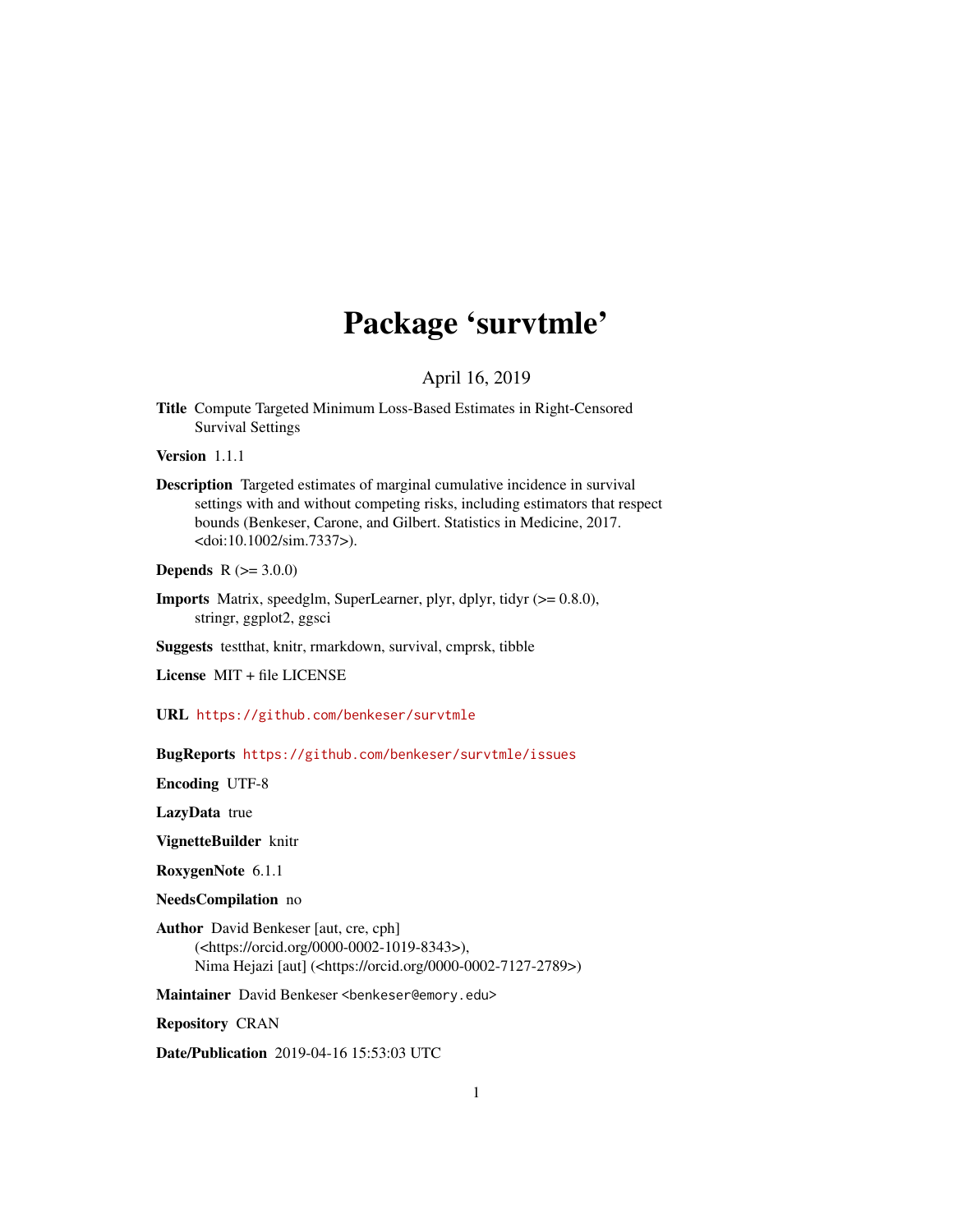# Package 'survtmle'

April 16, 2019

**Title** Compute Targeted Minimum Loss-Based Estimates in Right-Censored Survival Settings

**Version** 1.1.1

**Description** Targeted estimates of marginal cumulative incidence in survival settings with and without competing risks, including estimators that respect bounds (Benkeser, Carone, and Gilbert. Statistics in Medicine, 2017. <doi:10.1002/sim.7337>).

**Depends** R (>= 3.0.0)

**Imports** Matrix, speedglm, SuperLearner, plyr, dplyr, tidyr (>= 0.8.0), stringr, ggplot2, ggsci

**Suggests** testthat, knitr, rmarkdown, survival, cmprsk, tibble

**License** MIT + file LICENSE

**URL** https://github.com/benkeser/survtmle

**BugReports** https://github.com/benkeser/survtmle/issues

**Encoding** UTF-8

**LazyData** true

**VignetteBuilder** knitr

**RoxygenNote** 6.1.1

**NeedsCompilation** no

**Author** David Benkeser [aut, cre, cph] (<https://orcid.org/0000-0002-1019-8343>), Nima Hejazi [aut] (<https://orcid.org/0000-0002-7127-2789>)

**Maintainer** David Benkeser <benkeser@emory.edu>

**Repository** CRAN

**Date/Publication** 2019-04-16 15:53:03 UTC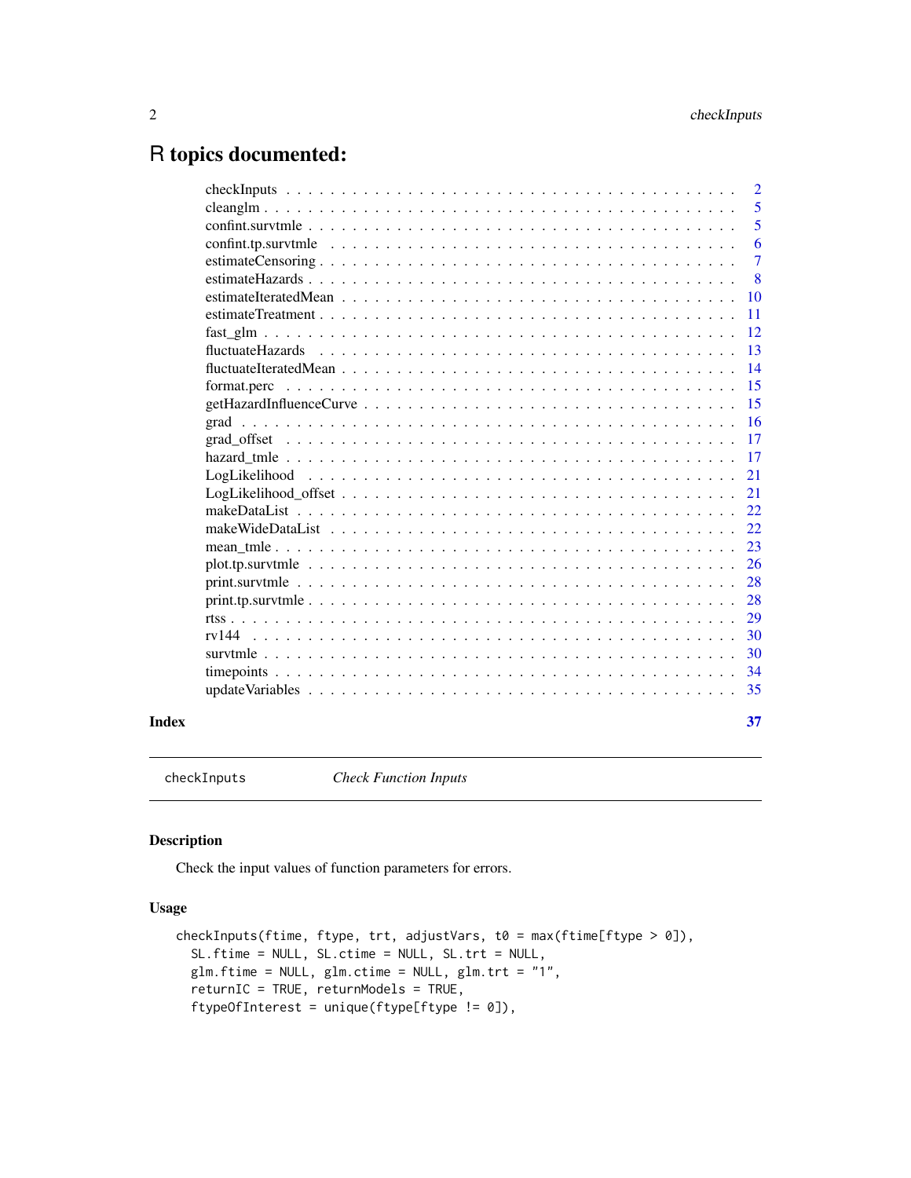# R topics documented:

| | |
|---|---|
| checkInputs | 2 |
| cleanglm | 5 |
| confint.survtmle | 5 |
| confint.tp.survtmle | 6 |
| estimateCensoring | 7 |
| estimateHazards | 8 |
| estimateIteratedMean | 10 |
| estimateTreatment | 11 |
| fast_glm | 12 |
| fluctuateHazards | 13 |
| fluctuateIteratedMean | 14 |
| format.perc | 15 |
| getHazardInfluenceCurve | 15 |
| grad | 16 |
| grad_offset | 17 |
| hazard_tmle | 17 |
| LogLikelihood | 21 |
| LogLikelihood_offset | 21 |
| makeDataList | 22 |
| makeWideDataList | 22 |
| mean_tmle | 23 |
| plot.tp.survtmle | 26 |
| print.survtmle | 28 |
| print.tp.survtmle | 28 |
| rtss | 29 |
| rv144 | 30 |
| survtmle | 30 |
| timepoints | 34 |
| updateVariables | 35 |

**Index** **37**

---

checkInputs *Check Function Inputs*

---

## Description

Check the input values of function parameters for errors.

## Usage

```
checkInputs(ftime, ftype, trt, adjustVars, t0 = max(ftime[ftype > 0]),
  SL.ftime = NULL, SL.ctime = NULL, SL.trt = NULL,
  glm.ftime = NULL, glm.ctime = NULL, glm.trt = "1",
  returnIC = TRUE, returnModels = TRUE,
  ftypeOfInterest = unique(ftype[ftype != 0]),
```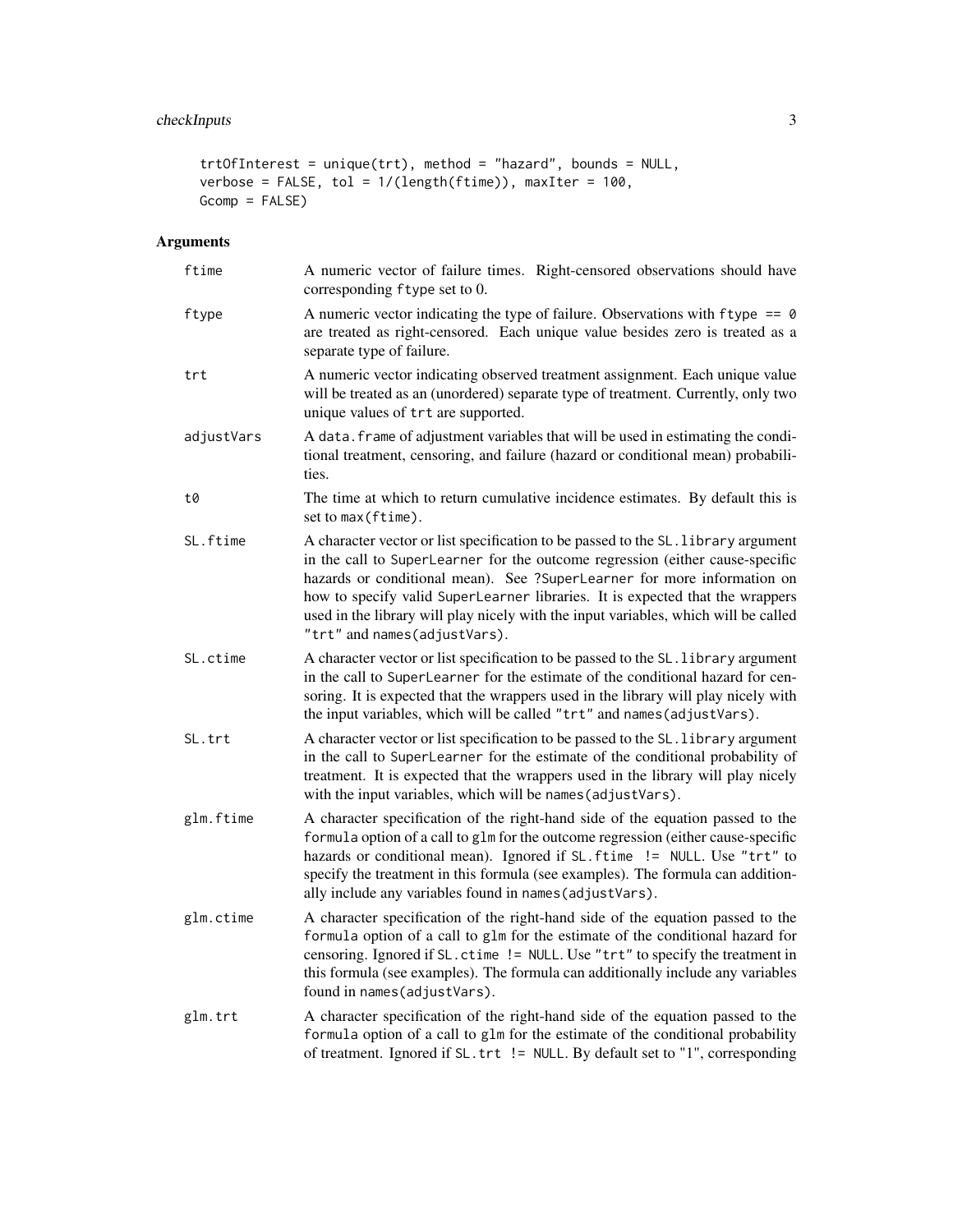```
trtOfInterest = unique(trt), method = "hazard", bounds = NULL,
verbose = FALSE, tol = 1/(length(ftime)), maxIter = 100,
Gcomp = FALSE)
```

## Arguments

| | |
|---|---|
| ftime | A numeric vector of failure times. Right-censored observations should have corresponding `ftype` set to 0. |
| ftype | A numeric vector indicating the type of failure. Observations with `ftype == 0` are treated as right-censored. Each unique value besides zero is treated as a separate type of failure. |
| trt | A numeric vector indicating observed treatment assignment. Each unique value will be treated as an (unordered) separate type of treatment. Currently, only two unique values of `trt` are supported. |
| adjustVars | A `data.frame` of adjustment variables that will be used in estimating the conditional treatment, censoring, and failure (hazard or conditional mean) probabilities. |
| t0 | The time at which to return cumulative incidence estimates. By default this is set to `max(ftime)`. |
| SL.ftime | A character vector or list specification to be passed to the `SL.library` argument in the call to `SuperLearner` for the outcome regression (either cause-specific hazards or conditional mean). See `?SuperLearner` for more information on how to specify valid `SuperLearner` libraries. It is expected that the wrappers used in the library will play nicely with the input variables, which will be called `"trt"` and `names(adjustVars)`. |
| SL.ctime | A character vector or list specification to be passed to the `SL.library` argument in the call to `SuperLearner` for the estimate of the conditional hazard for censoring. It is expected that the wrappers used in the library will play nicely with the input variables, which will be called `"trt"` and `names(adjustVars)`. |
| SL.trt | A character vector or list specification to be passed to the `SL.library` argument in the call to `SuperLearner` for the estimate of the conditional probability of treatment. It is expected that the wrappers used in the library will play nicely with the input variables, which will be `names(adjustVars)`. |
| glm.ftime | A character specification of the right-hand side of the equation passed to the `formula` option of a call to `glm` for the outcome regression (either cause-specific hazards or conditional mean). Ignored if `SL.ftime != NULL`. Use `"trt"` to specify the treatment in this formula (see examples). The formula can additionally include any variables found in `names(adjustVars)`. |
| glm.ctime | A character specification of the right-hand side of the equation passed to the `formula` option of a call to `glm` for the estimate of the conditional hazard for censoring. Ignored if `SL.ctime != NULL`. Use `"trt"` to specify the treatment in this formula (see examples). The formula can additionally include any variables found in `names(adjustVars)`. |
| glm.trt | A character specification of the right-hand side of the equation passed to the `formula` option of a call to `glm` for the estimate of the conditional probability of treatment. Ignored if `SL.trt != NULL`. By default set to "1", corresponding |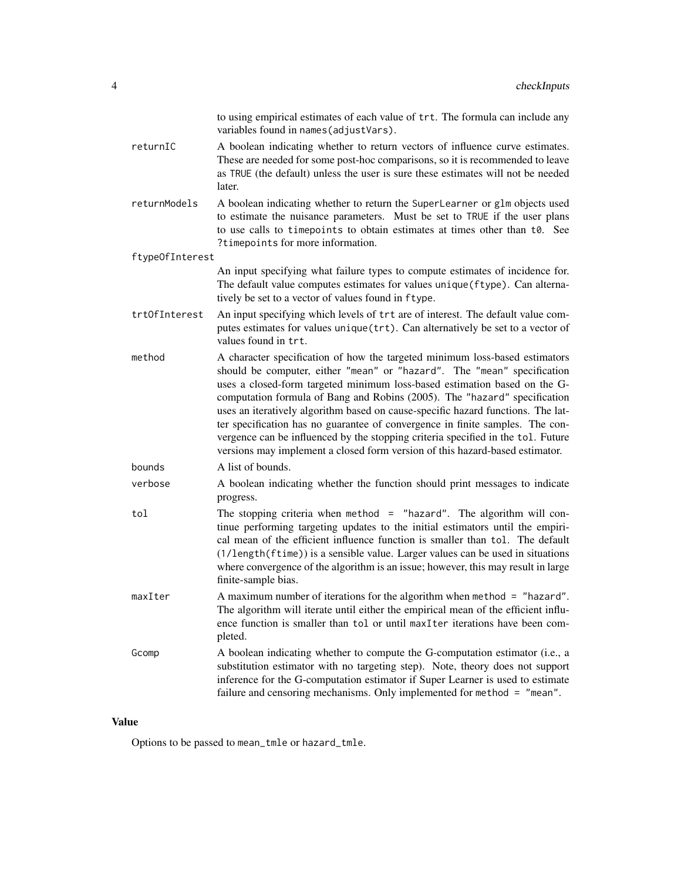to using empirical estimates of each value of `trt`. The formula can include any variables found in `names(adjustVars)`.

`returnIC`
: A boolean indicating whether to return vectors of influence curve estimates. These are needed for some post-hoc comparisons, so it is recommended to leave as `TRUE` (the default) unless the user is sure these estimates will not be needed later.

`returnModels`
: A boolean indicating whether to return the `SuperLearner` or `glm` objects used to estimate the nuisance parameters. Must be set to `TRUE` if the user plans to use calls to `timepoints` to obtain estimates at times other than `t0`. See `?timepoints` for more information.

`ftypeOfInterest`
: An input specifying what failure types to compute estimates of incidence for. The default value computes estimates for values `unique(ftype)`. Can alternatively be set to a vector of values found in `ftype`.

`trtOfInterest`
: An input specifying which levels of `trt` are of interest. The default value computes estimates for values `unique(trt)`. Can alternatively be set to a vector of values found in `trt`.

`method`
: A character specification of how the targeted minimum loss-based estimators should be computer, either `"mean"` or `"hazard"`. The `"mean"` specification uses a closed-form targeted minimum loss-based estimation based on the G-computation formula of Bang and Robins (2005). The `"hazard"` specification uses an iteratively algorithm based on cause-specific hazard functions. The latter specification has no guarantee of convergence in finite samples. The convergence can be influenced by the stopping criteria specified in the `tol`. Future versions may implement a closed form version of this hazard-based estimator.

`bounds`
: A list of bounds.

`verbose`
: A boolean indicating whether the function should print messages to indicate progress.

`tol`
: The stopping criteria when `method = "hazard"`. The algorithm will continue performing targeting updates to the initial estimators until the empirical mean of the efficient influence function is smaller than `tol`. The default (`1/length(ftime)`) is a sensible value. Larger values can be used in situations where convergence of the algorithm is an issue; however, this may result in large finite-sample bias.

`maxIter`
: A maximum number of iterations for the algorithm when `method = "hazard"`. The algorithm will iterate until either the empirical mean of the efficient influence function is smaller than `tol` or until `maxIter` iterations have been completed.

`Gcomp`
: A boolean indicating whether to compute the G-computation estimator (i.e., a substitution estimator with no targeting step). Note, theory does not support inference for the G-computation estimator if Super Learner is used to estimate failure and censoring mechanisms. Only implemented for `method = "mean"`.

## Value

Options to be passed to `mean_tmle` or `hazard_tmle`.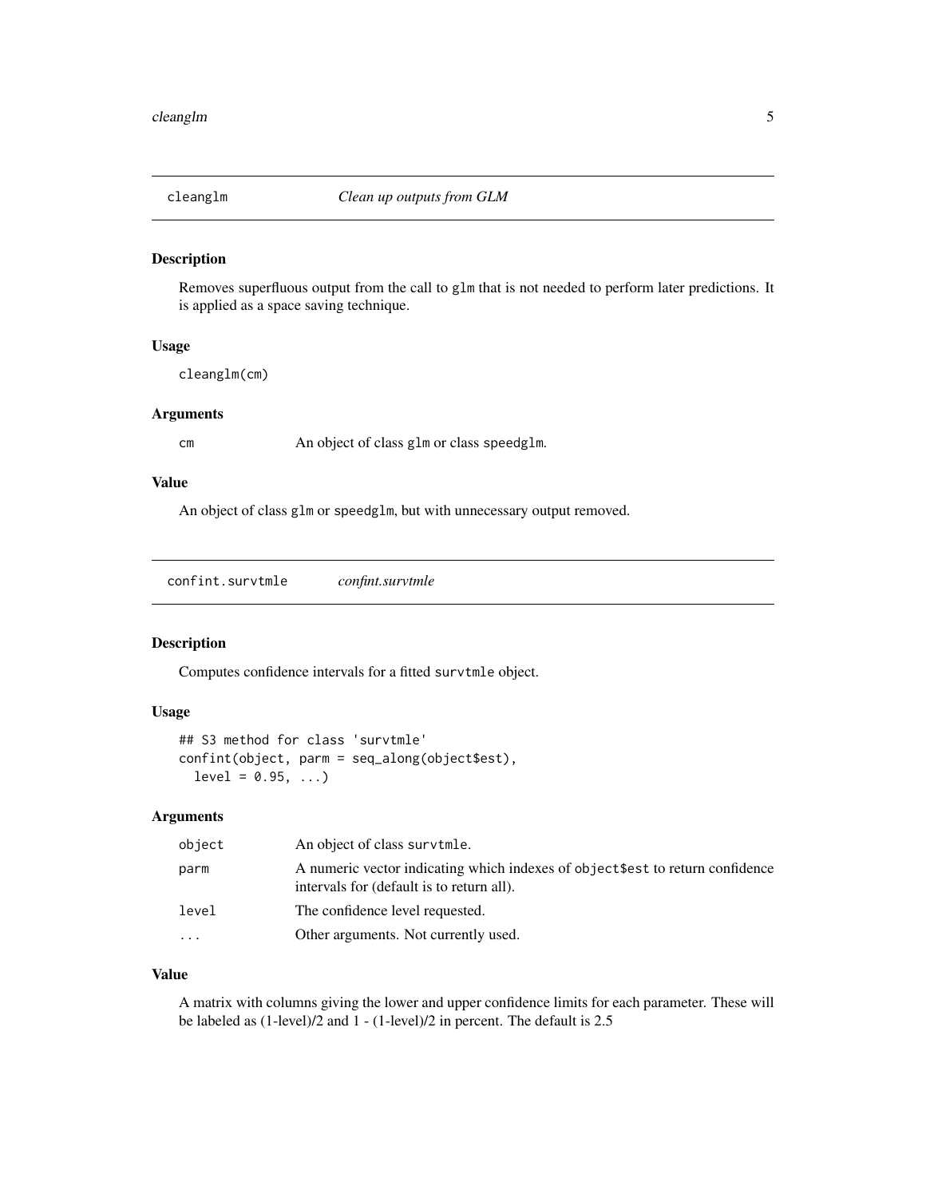## cleanglm — *Clean up outputs from GLM*

### Description

Removes superfluous output from the call to `glm` that is not needed to perform later predictions. It is applied as a space saving technique.

### Usage

```
cleanglm(cm)
```

### Arguments

| | |
|---|---|
| `cm` | An object of class `glm` or class `speedglm`. |

### Value

An object of class `glm` or `speedglm`, but with unnecessary output removed.

## confint.survtmle — *confint.survtmle*

### Description

Computes confidence intervals for a fitted `survtmle` object.

### Usage

```
## S3 method for class 'survtmle'
confint(object, parm = seq_along(object$est),
  level = 0.95, ...)
```

### Arguments

| | |
|---|---|
| `object` | An object of class `survtmle`. |
| `parm` | A numeric vector indicating which indexes of `object$est` to return confidence intervals for (default is to return all). |
| `level` | The confidence level requested. |
| `...` | Other arguments. Not currently used. |

### Value

A matrix with columns giving the lower and upper confidence limits for each parameter. These will be labeled as (1-level)/2 and 1 - (1-level)/2 in percent. The default is 2.5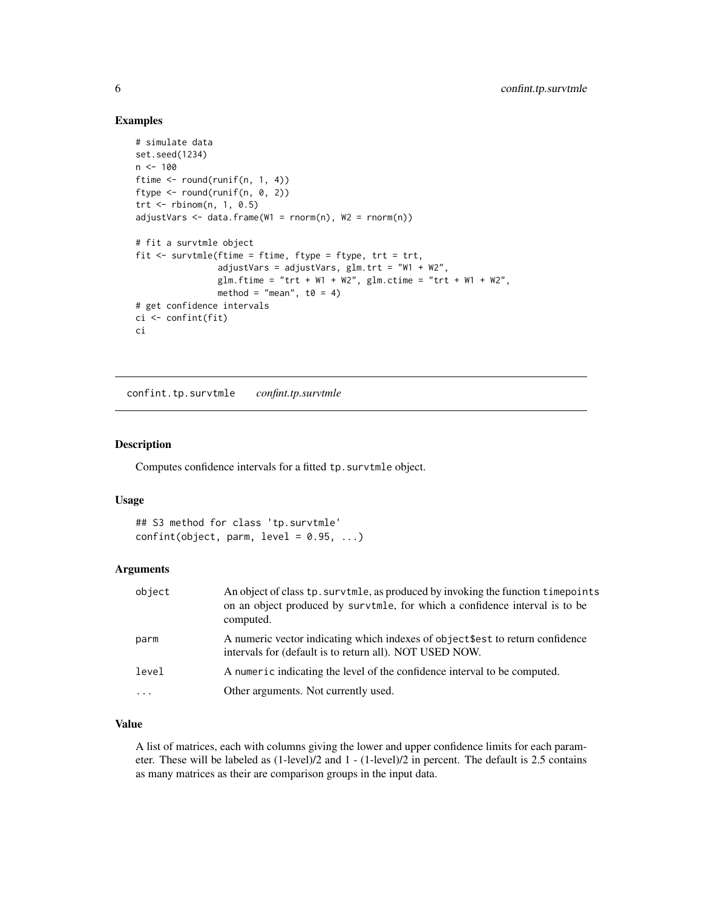## Examples

```
# simulate data
set.seed(1234)
n <- 100
ftime <- round(runif(n, 1, 4))
ftype <- round(runif(n, 0, 2))
trt <- rbinom(n, 1, 0.5)
adjustVars <- data.frame(W1 = rnorm(n), W2 = rnorm(n))

# fit a survtmle object
fit <- survtmle(ftime = ftime, ftype = ftype, trt = trt,
                adjustVars = adjustVars, glm.trt = "W1 + W2",
                glm.ftime = "trt + W1 + W2", glm.ctime = "trt + W1 + W2",
                method = "mean", t0 = 4)
# get confidence intervals
ci <- confint(fit)
ci
```

---

# confint.tp.survtmle    *confint.tp.survtmle*

## Description

Computes confidence intervals for a fitted `tp.survtmle` object.

## Usage

```
## S3 method for class 'tp.survtmle'
confint(object, parm, level = 0.95, ...)
```

## Arguments

| | |
|---|---|
| `object` | An object of class `tp.survtmle`, as produced by invoking the function `timepoints` on an object produced by `survtmle`, for which a confidence interval is to be computed. |
| `parm` | A numeric vector indicating which indexes of `object$est` to return confidence intervals for (default is to return all). NOT USED NOW. |
| `level` | A `numeric` indicating the level of the confidence interval to be computed. |
| `...` | Other arguments. Not currently used. |

## Value

A list of matrices, each with columns giving the lower and upper confidence limits for each parameter. These will be labeled as (1-level)/2 and 1 - (1-level)/2 in percent. The default is 2.5 contains as many matrices as their are comparison groups in the input data.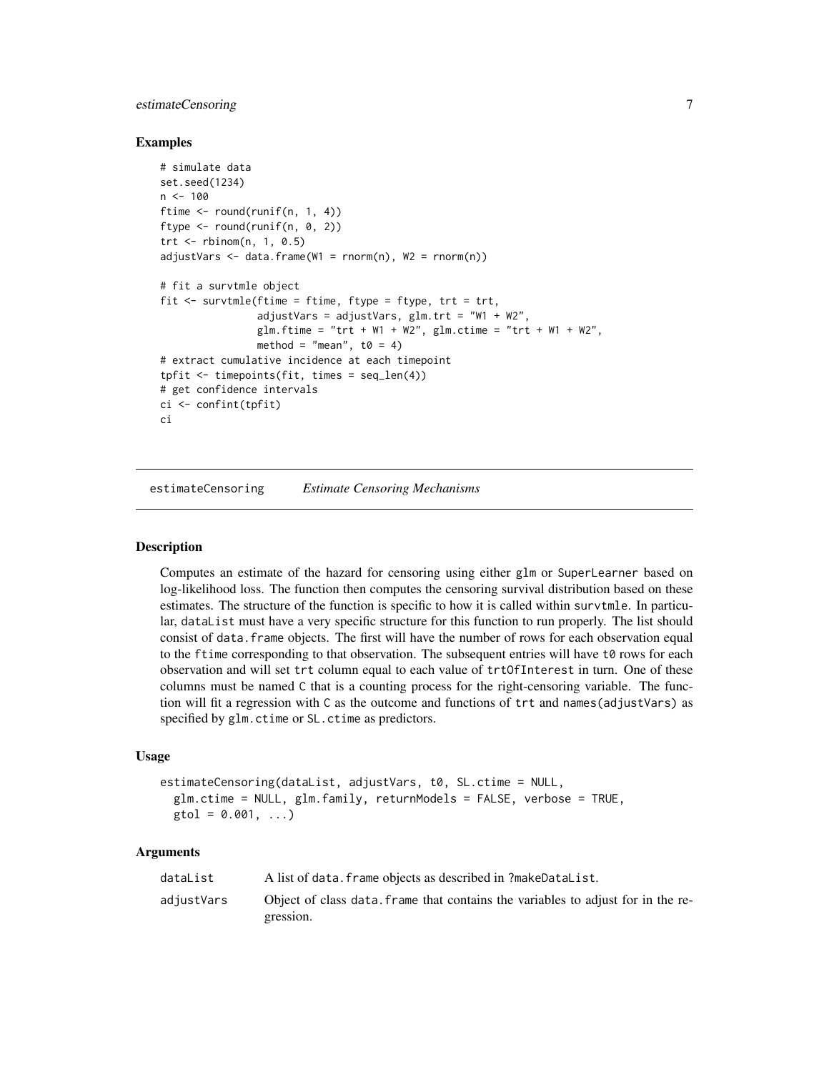### Examples

```
# simulate data
set.seed(1234)
n <- 100
ftime <- round(runif(n, 1, 4))
ftype <- round(runif(n, 0, 2))
trt <- rbinom(n, 1, 0.5)
adjustVars <- data.frame(W1 = rnorm(n), W2 = rnorm(n))

# fit a survtmle object
fit <- survtmle(ftime = ftime, ftype = ftype, trt = trt,
                adjustVars = adjustVars, glm.trt = "W1 + W2",
                glm.ftime = "trt + W1 + W2", glm.ctime = "trt + W1 + W2",
                method = "mean", t0 = 4)
# extract cumulative incidence at each timepoint
tpfit <- timepoints(fit, times = seq_len(4))
# get confidence intervals
ci <- confint(tpfit)
ci
```

## estimateCensoring *Estimate Censoring Mechanisms*

### Description

Computes an estimate of the hazard for censoring using either `glm` or `SuperLearner` based on log-likelihood loss. The function then computes the censoring survival distribution based on these estimates. The structure of the function is specific to how it is called within `survtmle`. In particular, `dataList` must have a very specific structure for this function to run properly. The list should consist of `data.frame` objects. The first will have the number of rows for each observation equal to the `ftime` corresponding to that observation. The subsequent entries will have `t0` rows for each observation and will set `trt` column equal to each value of `trtOfInterest` in turn. One of these columns must be named `C` that is a counting process for the right-censoring variable. The function will fit a regression with `C` as the outcome and functions of `trt` and `names(adjustVars)` as specified by `glm.ctime` or `SL.ctime` as predictors.

### Usage

```
estimateCensoring(dataList, adjustVars, t0, SL.ctime = NULL,
  glm.ctime = NULL, glm.family, returnModels = FALSE, verbose = TRUE,
  gtol = 0.001, ...)
```

### Arguments

| | |
|---|---|
| dataList | A list of `data.frame` objects as described in `?makeDataList`. |
| adjustVars | Object of class `data.frame` that contains the variables to adjust for in the regression. |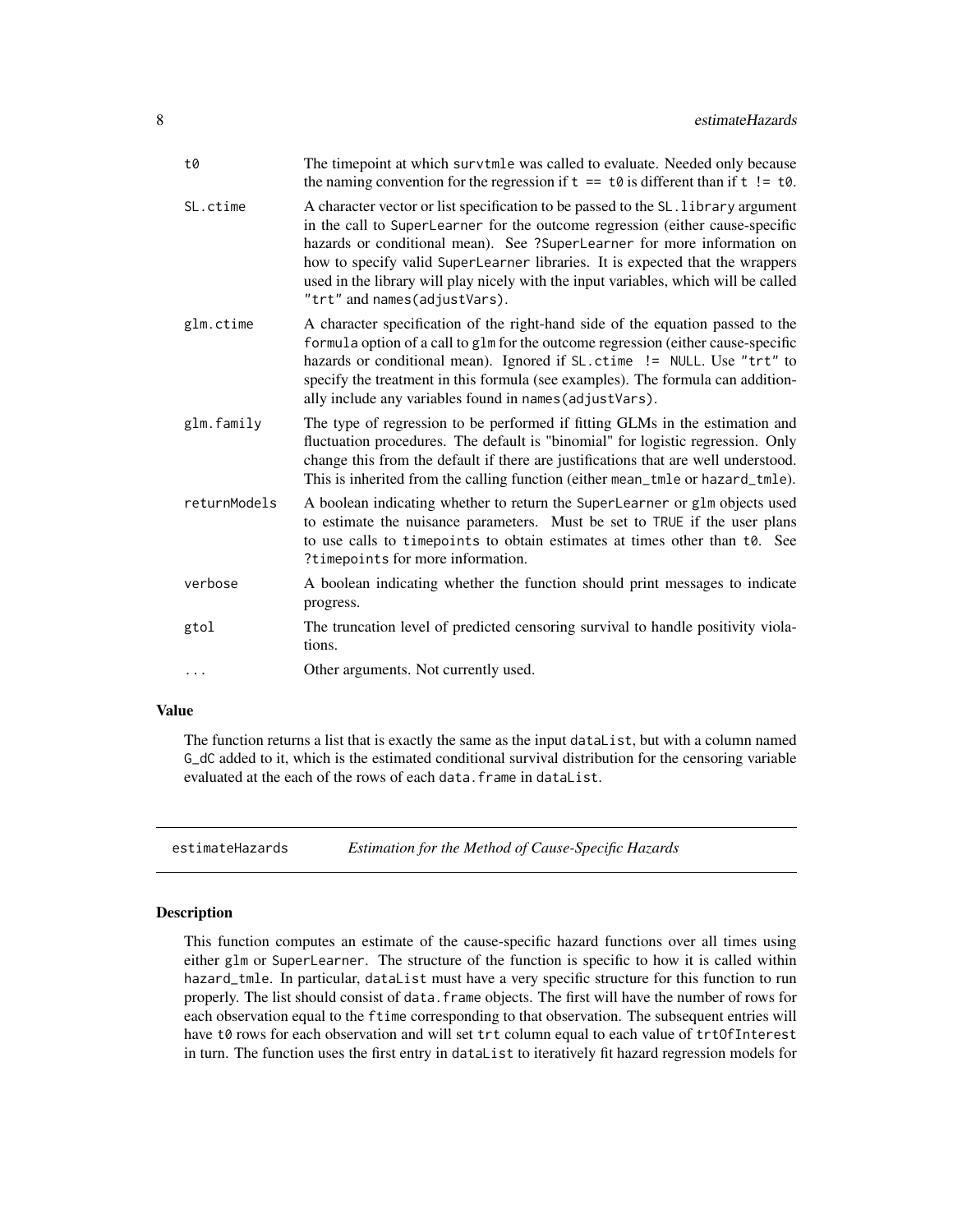| | |
|---|---|
| `t0` | The timepoint at which `survtmle` was called to evaluate. Needed only because the naming convention for the regression if `t == t0` is different than if `t != t0`. |
| `SL.ctime` | A character vector or list specification to be passed to the `SL.library` argument in the call to `SuperLearner` for the outcome regression (either cause-specific hazards or conditional mean). See `?SuperLearner` for more information on how to specify valid SuperLearner libraries. It is expected that the wrappers used in the library will play nicely with the input variables, which will be called `"trt"` and `names(adjustVars)`. |
| `glm.ctime` | A character specification of the right-hand side of the equation passed to the `formula` option of a call to `glm` for the outcome regression (either cause-specific hazards or conditional mean). Ignored if `SL.ctime != NULL`. Use `"trt"` to specify the treatment in this formula (see examples). The formula can additionally include any variables found in `names(adjustVars)`. |
| `glm.family` | The type of regression to be performed if fitting GLMs in the estimation and fluctuation procedures. The default is "binomial" for logistic regression. Only change this from the default if there are justifications that are well understood. This is inherited from the calling function (either `mean_tmle` or `hazard_tmle`). |
| `returnModels` | A boolean indicating whether to return the `SuperLearner` or `glm` objects used to estimate the nuisance parameters. Must be set to `TRUE` if the user plans to use calls to `timepoints` to obtain estimates at times other than `t0`. See `?timepoints` for more information. |
| `verbose` | A boolean indicating whether the function should print messages to indicate progress. |
| `gtol` | The truncation level of predicted censoring survival to handle positivity violations. |
| `...` | Other arguments. Not currently used. |

## Value

The function returns a list that is exactly the same as the input `dataList`, but with a column named `G_dC` added to it, which is the estimated conditional survival distribution for the censoring variable evaluated at the each of the rows of each `data.frame` in `dataList`.

---

`estimateHazards` *Estimation for the Method of Cause-Specific Hazards*

---

## Description

This function computes an estimate of the cause-specific hazard functions over all times using either `glm` or `SuperLearner`. The structure of the function is specific to how it is called within `hazard_tmle`. In particular, `dataList` must have a very specific structure for this function to run properly. The list should consist of `data.frame` objects. The first will have the number of rows for each observation equal to the `ftime` corresponding to that observation. The subsequent entries will have `t0` rows for each observation and will set `trt` column equal to each value of `trtOfInterest` in turn. The function uses the first entry in `dataList` to iteratively fit hazard regression models for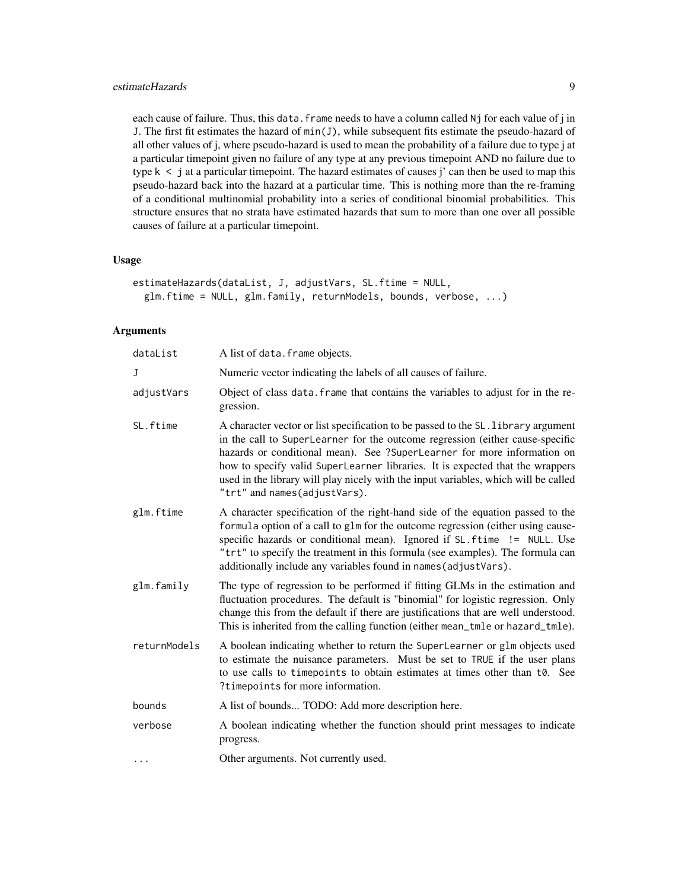each cause of failure. Thus, this `data.frame` needs to have a column called `Nj` for each value of j in `J`. The first fit estimates the hazard of `min(J)`, while subsequent fits estimate the pseudo-hazard of all other values of j, where pseudo-hazard is used to mean the probability of a failure due to type j at a particular timepoint given no failure of any type at any previous timepoint AND no failure due to type `k < j` at a particular timepoint. The hazard estimates of causes j' can then be used to map this pseudo-hazard back into the hazard at a particular time. This is nothing more than the re-framing of a conditional multinomial probability into a series of conditional binomial probabilities. This structure ensures that no strata have estimated hazards that sum to more than one over all possible causes of failure at a particular timepoint.

### Usage

```
estimateHazards(dataList, J, adjustVars, SL.ftime = NULL,
  glm.ftime = NULL, glm.family, returnModels, bounds, verbose, ...)
```

### Arguments

| | |
|---|---|
| `dataList` | A list of `data.frame` objects. |
| `J` | Numeric vector indicating the labels of all causes of failure. |
| `adjustVars` | Object of class `data.frame` that contains the variables to adjust for in the regression. |
| `SL.ftime` | A character vector or list specification to be passed to the `SL.library` argument in the call to `SuperLearner` for the outcome regression (either cause-specific hazards or conditional mean). See `?SuperLearner` for more information on how to specify valid `SuperLearner` libraries. It is expected that the wrappers used in the library will play nicely with the input variables, which will be called `"trt"` and `names(adjustVars)`. |
| `glm.ftime` | A character specification of the right-hand side of the equation passed to the `formula` option of a call to `glm` for the outcome regression (either using cause-specific hazards or conditional mean). Ignored if `SL.ftime != NULL`. Use `"trt"` to specify the treatment in this formula (see examples). The formula can additionally include any variables found in `names(adjustVars)`. |
| `glm.family` | The type of regression to be performed if fitting GLMs in the estimation and fluctuation procedures. The default is "binomial" for logistic regression. Only change this from the default if there are justifications that are well understood. This is inherited from the calling function (either `mean_tmle` or `hazard_tmle`). |
| `returnModels` | A boolean indicating whether to return the `SuperLearner` or `glm` objects used to estimate the nuisance parameters. Must be set to `TRUE` if the user plans to use calls to `timepoints` to obtain estimates at times other than `t0`. See `?timepoints` for more information. |
| `bounds` | A list of bounds... TODO: Add more description here. |
| `verbose` | A boolean indicating whether the function should print messages to indicate progress. |
| `...` | Other arguments. Not currently used. |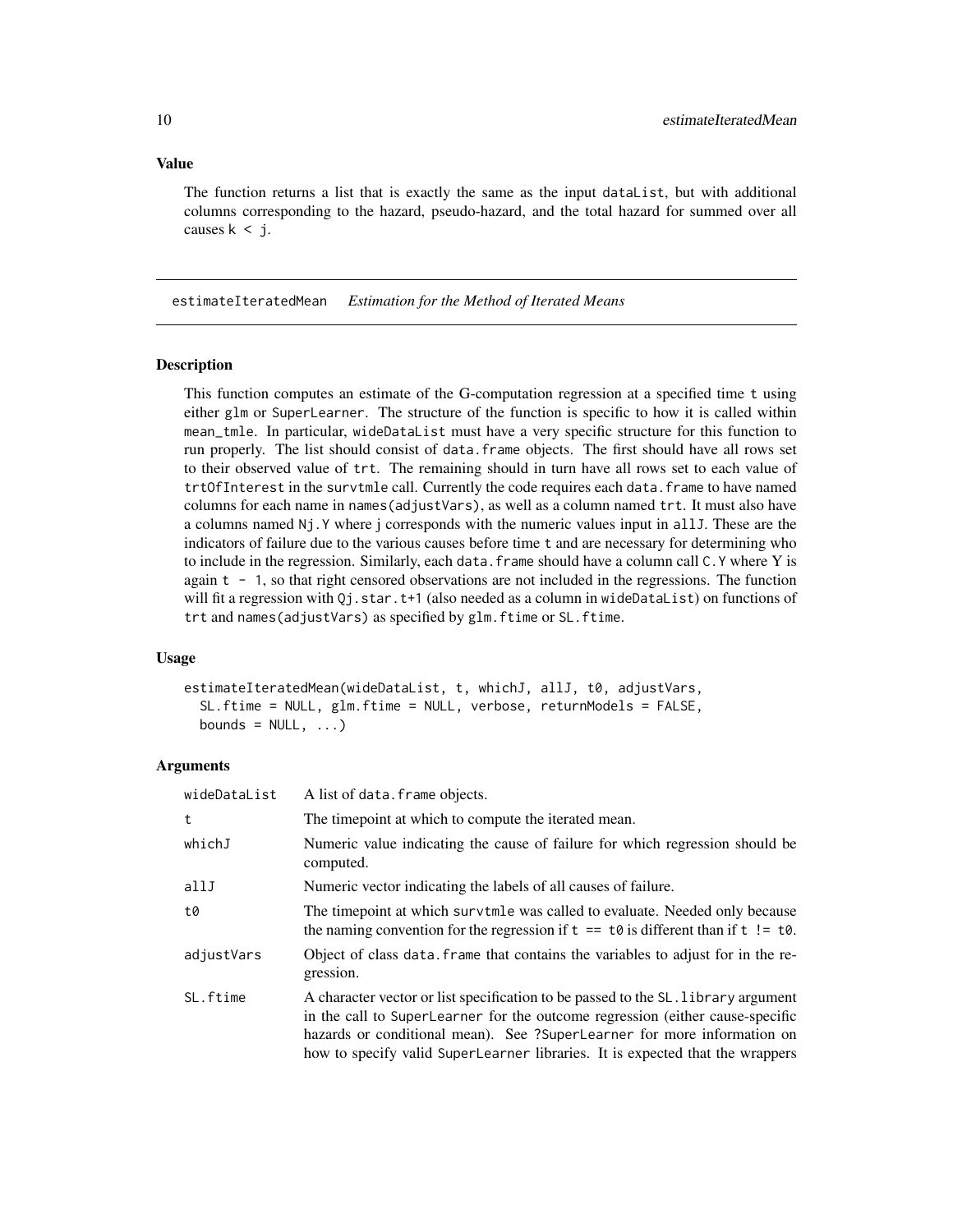### Value

The function returns a list that is exactly the same as the input `dataList`, but with additional columns corresponding to the hazard, pseudo-hazard, and the total hazard for summed over all causes `k < j`.

---

## estimateIteratedMean — *Estimation for the Method of Iterated Means*

### Description

This function computes an estimate of the G-computation regression at a specified time `t` using either `glm` or `SuperLearner`. The structure of the function is specific to how it is called within `mean_tmle`. In particular, `wideDataList` must have a very specific structure for this function to run properly. The list should consist of `data.frame` objects. The first should have all rows set to their observed value of `trt`. The remaining should in turn have all rows set to each value of `trtOfInterest` in the `survtmle` call. Currently the code requires each `data.frame` to have named columns for each name in `names(adjustVars)`, as well as a column named `trt`. It must also have a columns named `Nj.Y` where `j` corresponds with the numeric values input in `allJ`. These are the indicators of failure due to the various causes before time `t` and are necessary for determining who to include in the regression. Similarly, each `data.frame` should have a column call `C.Y` where Y is again `t - 1`, so that right censored observations are not included in the regressions. The function will fit a regression with `Qj.star.t+1` (also needed as a column in `wideDataList`) on functions of `trt` and `names(adjustVars)` as specified by `glm.ftime` or `SL.ftime`.

### Usage

```
estimateIteratedMean(wideDataList, t, whichJ, allJ, t0, adjustVars,
  SL.ftime = NULL, glm.ftime = NULL, verbose, returnModels = FALSE,
  bounds = NULL, ...)
```

### Arguments

| | |
|---|---|
| `wideDataList` | A list of `data.frame` objects. |
| `t` | The timepoint at which to compute the iterated mean. |
| `whichJ` | Numeric value indicating the cause of failure for which regression should be computed. |
| `allJ` | Numeric vector indicating the labels of all causes of failure. |
| `t0` | The timepoint at which `survtmle` was called to evaluate. Needed only because the naming convention for the regression if `t == t0` is different than if `t != t0`. |
| `adjustVars` | Object of class `data.frame` that contains the variables to adjust for in the regression. |
| `SL.ftime` | A character vector or list specification to be passed to the `SL.library` argument in the call to `SuperLearner` for the outcome regression (either cause-specific hazards or conditional mean). See `?SuperLearner` for more information on how to specify valid `SuperLearner` libraries. It is expected that the wrappers |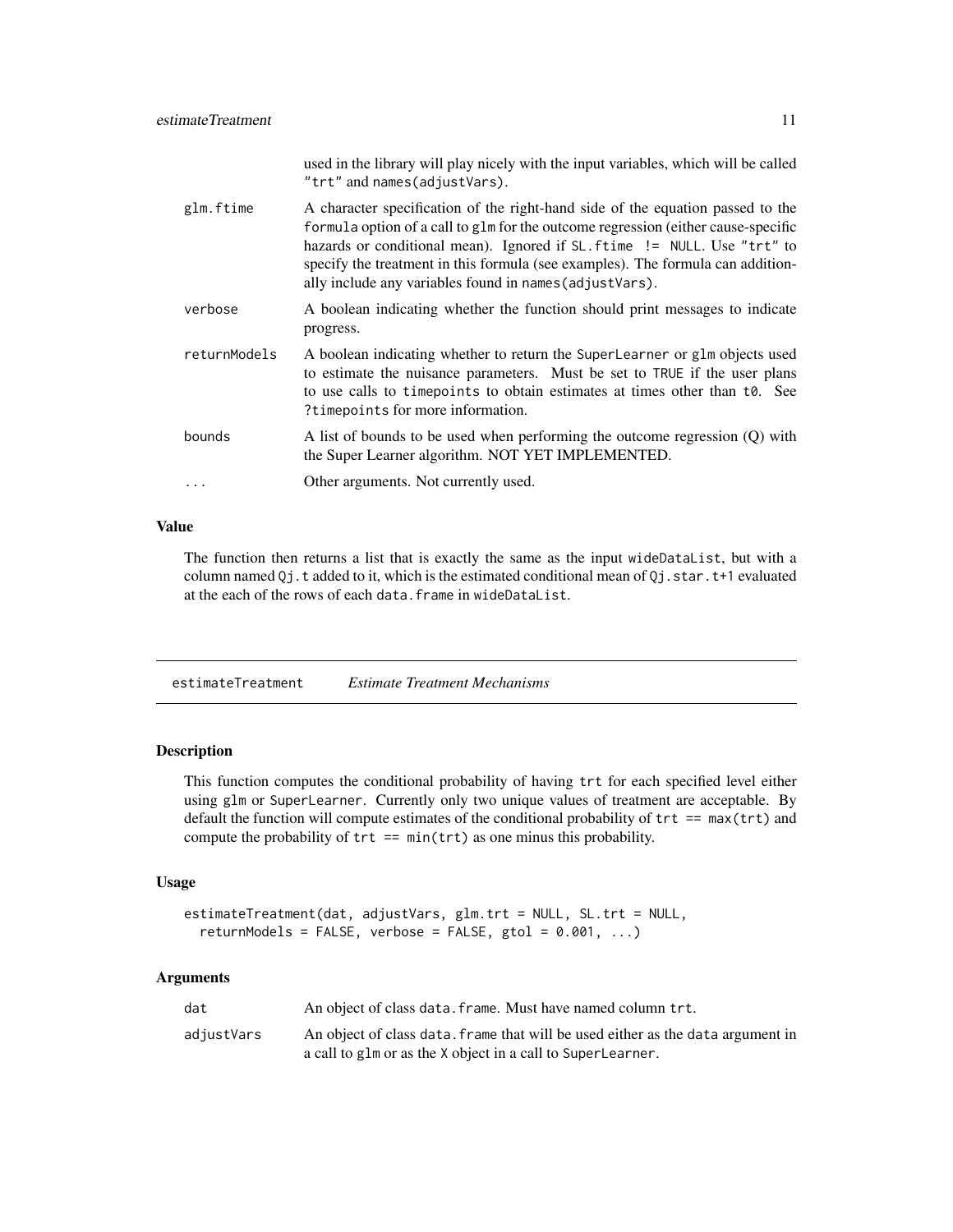| | |
|---|---|
| | used in the library will play nicely with the input variables, which will be called "trt" and names(adjustVars). |
| glm.ftime | A character specification of the right-hand side of the equation passed to the formula option of a call to glm for the outcome regression (either cause-specific hazards or conditional mean). Ignored if SL.ftime != NULL. Use "trt" to specify the treatment in this formula (see examples). The formula can additionally include any variables found in names(adjustVars). |
| verbose | A boolean indicating whether the function should print messages to indicate progress. |
| returnModels | A boolean indicating whether to return the SuperLearner or glm objects used to estimate the nuisance parameters. Must be set to TRUE if the user plans to use calls to timepoints to obtain estimates at times other than t0. See ?timepoints for more information. |
| bounds | A list of bounds to be used when performing the outcome regression (Q) with the Super Learner algorithm. NOT YET IMPLEMENTED. |
| ... | Other arguments. Not currently used. |

### Value

The function then returns a list that is exactly the same as the input wideDataList, but with a column named Qj.t added to it, which is the estimated conditional mean of Qj.star.t+1 evaluated at the each of the rows of each data.frame in wideDataList.

---

## estimateTreatment *Estimate Treatment Mechanisms*

### Description

This function computes the conditional probability of having trt for each specified level either using glm or SuperLearner. Currently only two unique values of treatment are acceptable. By default the function will compute estimates of the conditional probability of trt == max(trt) and compute the probability of trt == min(trt) as one minus this probability.

### Usage

```
estimateTreatment(dat, adjustVars, glm.trt = NULL, SL.trt = NULL,
  returnModels = FALSE, verbose = FALSE, gtol = 0.001, ...)
```

### Arguments

| | |
|---|---|
| dat | An object of class data.frame. Must have named column trt. |
| adjustVars | An object of class data.frame that will be used either as the data argument in a call to glm or as the X object in a call to SuperLearner. |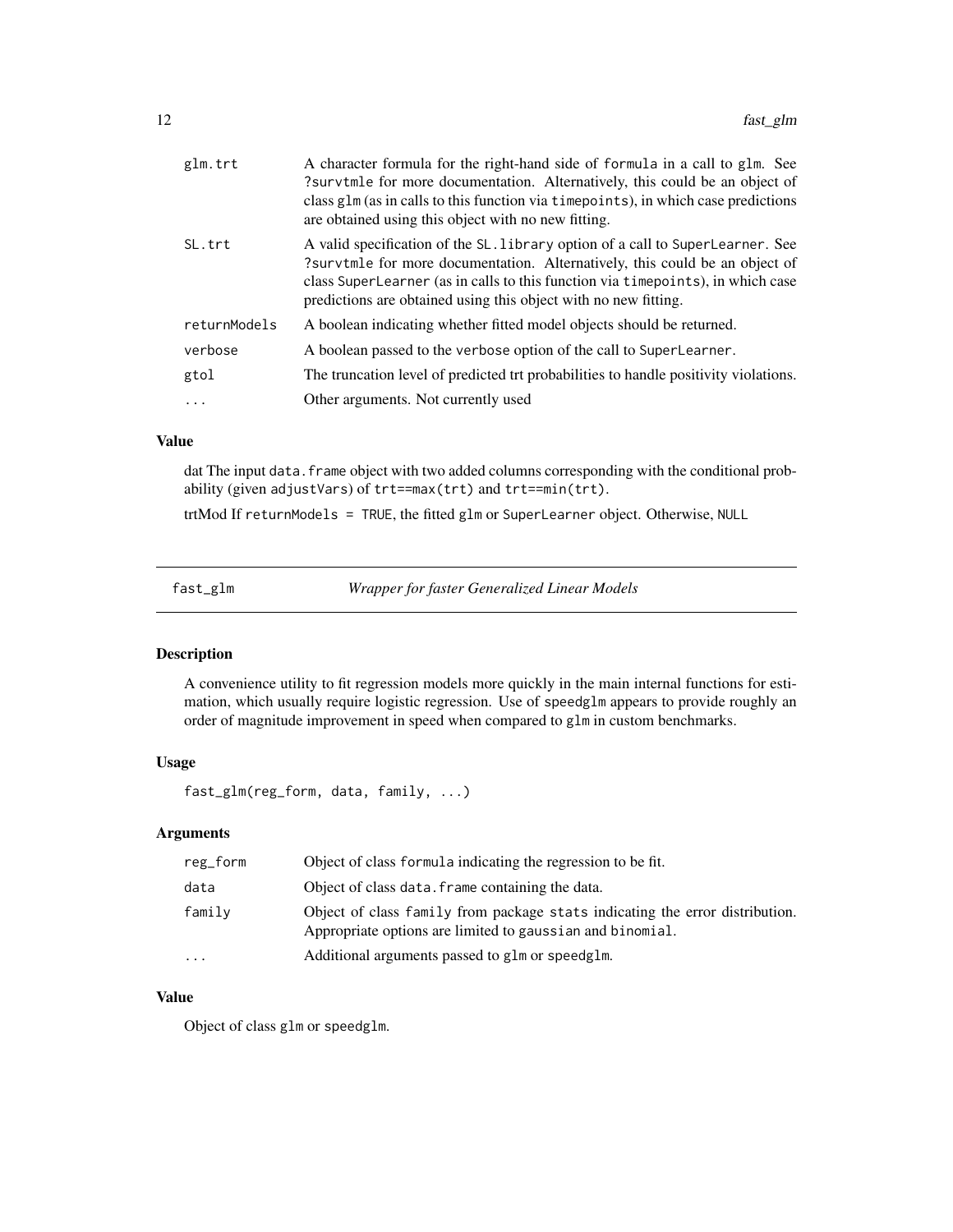| | |
|---|---|
| glm.trt | A character formula for the right-hand side of formula in a call to glm. See ?survtmle for more documentation. Alternatively, this could be an object of class glm (as in calls to this function via timepoints), in which case predictions are obtained using this object with no new fitting. |
| SL.trt | A valid specification of the SL.library option of a call to SuperLearner. See ?survtmle for more documentation. Alternatively, this could be an object of class SuperLearner (as in calls to this function via timepoints), in which case predictions are obtained using this object with no new fitting. |
| returnModels | A boolean indicating whether fitted model objects should be returned. |
| verbose | A boolean passed to the verbose option of the call to SuperLearner. |
| gtol | The truncation level of predicted trt probabilities to handle positivity violations. |
| ... | Other arguments. Not currently used |

### Value

dat The input data.frame object with two added columns corresponding with the conditional probability (given adjustVars) of trt==max(trt) and trt==min(trt).

trtMod If returnModels = TRUE, the fitted glm or SuperLearner object. Otherwise, NULL

---

## fast_glm — *Wrapper for faster Generalized Linear Models*

### Description

A convenience utility to fit regression models more quickly in the main internal functions for estimation, which usually require logistic regression. Use of speedglm appears to provide roughly an order of magnitude improvement in speed when compared to glm in custom benchmarks.

### Usage

```
fast_glm(reg_form, data, family, ...)
```

### Arguments

| | |
|---|---|
| reg_form | Object of class formula indicating the regression to be fit. |
| data | Object of class data.frame containing the data. |
| family | Object of class family from package stats indicating the error distribution. Appropriate options are limited to gaussian and binomial. |
| ... | Additional arguments passed to glm or speedglm. |

### Value

Object of class glm or speedglm.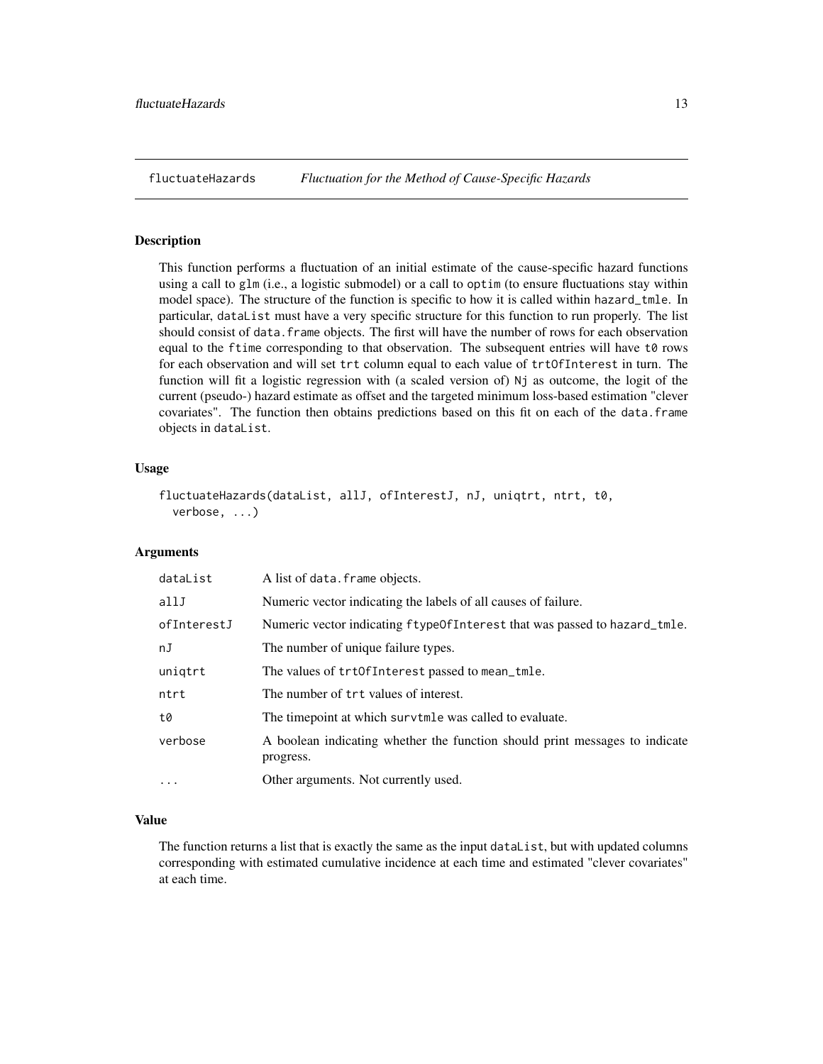# fluctuateHazards *Fluctuation for the Method of Cause-Specific Hazards*

## Description

This function performs a fluctuation of an initial estimate of the cause-specific hazard functions using a call to `glm` (i.e., a logistic submodel) or a call to `optim` (to ensure fluctuations stay within model space). The structure of the function is specific to how it is called within `hazard_tmle`. In particular, `dataList` must have a very specific structure for this function to run properly. The list should consist of `data.frame` objects. The first will have the number of rows for each observation equal to the `ftime` corresponding to that observation. The subsequent entries will have `t0` rows for each observation and will set `trt` column equal to each value of `trtOfInterest` in turn. The function will fit a logistic regression with (a scaled version of) `Nj` as outcome, the logit of the current (pseudo-) hazard estimate as offset and the targeted minimum loss-based estimation "clever covariates". The function then obtains predictions based on this fit on each of the `data.frame` objects in `dataList`.

## Usage

```
fluctuateHazards(dataList, allJ, ofInterestJ, nJ, uniqtrt, ntrt, t0,
  verbose, ...)
```

## Arguments

| | |
|---|---|
| `dataList` | A list of `data.frame` objects. |
| `allJ` | Numeric vector indicating the labels of all causes of failure. |
| `ofInterestJ` | Numeric vector indicating `ftypeOfInterest` that was passed to `hazard_tmle`. |
| `nJ` | The number of unique failure types. |
| `uniqtrt` | The values of `trtOfInterest` passed to `mean_tmle`. |
| `ntrt` | The number of `trt` values of interest. |
| `t0` | The timepoint at which `survtmle` was called to evaluate. |
| `verbose` | A boolean indicating whether the function should print messages to indicate progress. |
| `...` | Other arguments. Not currently used. |

## Value

The function returns a list that is exactly the same as the input `dataList`, but with updated columns corresponding with estimated cumulative incidence at each time and estimated "clever covariates" at each time.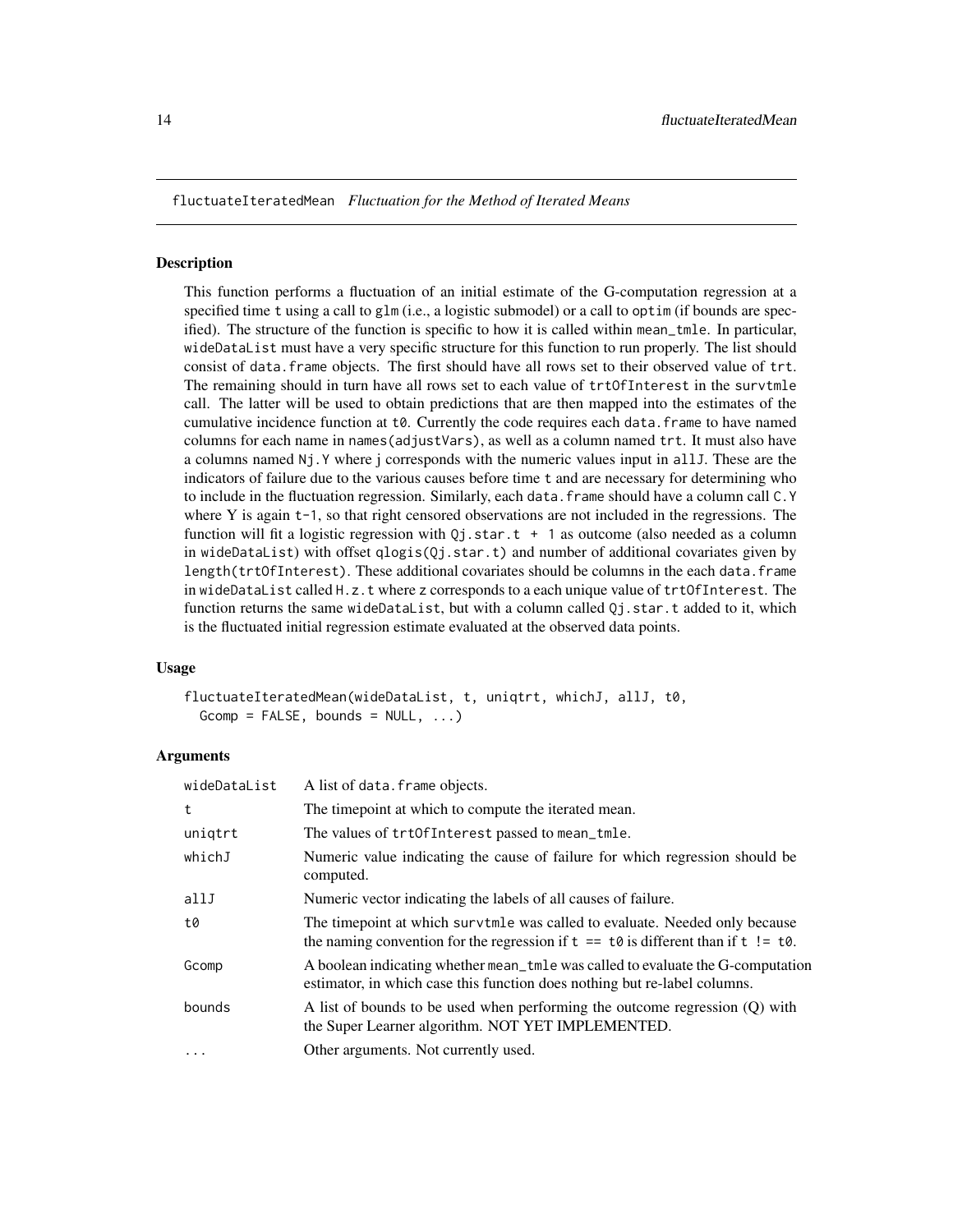## fluctuateIteratedMean *Fluctuation for the Method of Iterated Means*

### Description

This function performs a fluctuation of an initial estimate of the G-computation regression at a specified time `t` using a call to `glm` (i.e., a logistic submodel) or a call to `optim` (if bounds are specified). The structure of the function is specific to how it is called within `mean_tmle`. In particular, `wideDataList` must have a very specific structure for this function to run properly. The list should consist of `data.frame` objects. The first should have all rows set to their observed value of `trt`. The remaining should in turn have all rows set to each value of `trtOfInterest` in the `survtmle` call. The latter will be used to obtain predictions that are then mapped into the estimates of the cumulative incidence function at `t0`. Currently the code requires each `data.frame` to have named columns for each name in `names(adjustVars)`, as well as a column named `trt`. It must also have a columns named `Nj.Y` where j corresponds with the numeric values input in `allJ`. These are the indicators of failure due to the various causes before time `t` and are necessary for determining who to include in the fluctuation regression. Similarly, each `data.frame` should have a column call `C.Y` where Y is again `t-1`, so that right censored observations are not included in the regressions. The function will fit a logistic regression with `Qj.star.t + 1` as outcome (also needed as a column in `wideDataList`) with offset `qlogis(Qj.star.t)` and number of additional covariates given by `length(trtOfInterest)`. These additional covariates should be columns in the each `data.frame` in `wideDataList` called `H.z.t` where z corresponds to a each unique value of `trtOfInterest`. The function returns the same `wideDataList`, but with a column called `Qj.star.t` added to it, which is the fluctuated initial regression estimate evaluated at the observed data points.

### Usage

```
fluctuateIteratedMean(wideDataList, t, uniqtrt, whichJ, allJ, t0,
  Gcomp = FALSE, bounds = NULL, ...)
```

### Arguments

| | |
|---|---|
| wideDataList | A list of `data.frame` objects. |
| t | The timepoint at which to compute the iterated mean. |
| uniqtrt | The values of `trtOfInterest` passed to `mean_tmle`. |
| whichJ | Numeric value indicating the cause of failure for which regression should be computed. |
| allJ | Numeric vector indicating the labels of all causes of failure. |
| t0 | The timepoint at which `survtmle` was called to evaluate. Needed only because the naming convention for the regression if `t == t0` is different than if `t != t0`. |
| Gcomp | A boolean indicating whether `mean_tmle` was called to evaluate the G-computation estimator, in which case this function does nothing but re-label columns. |
| bounds | A list of bounds to be used when performing the outcome regression (Q) with the Super Learner algorithm. NOT YET IMPLEMENTED. |
| ... | Other arguments. Not currently used. |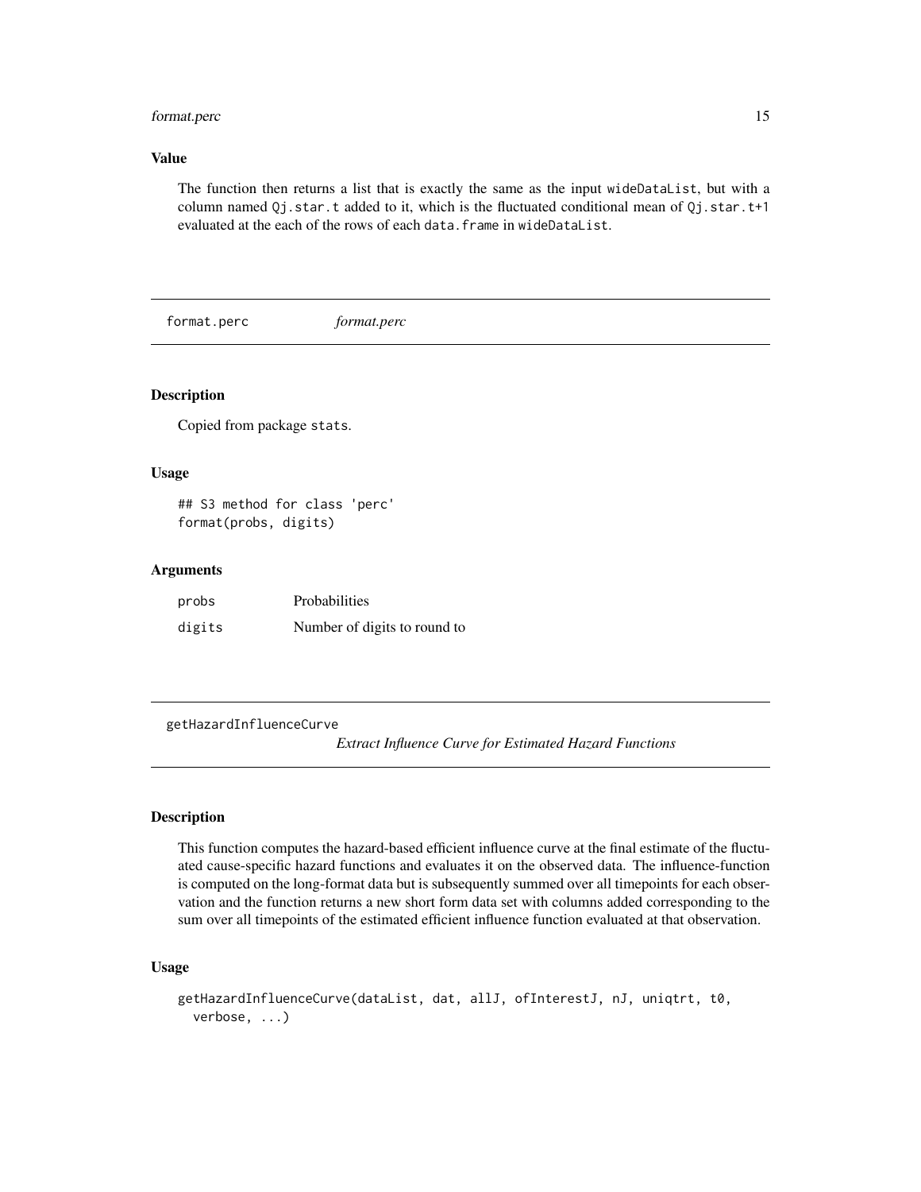### Value

The function then returns a list that is exactly the same as the input `wideDataList`, but with a column named `Qj.star.t` added to it, which is the fluctuated conditional mean of `Qj.star.t+1` evaluated at the each of the rows of each `data.frame` in `wideDataList`.

---

## format.perc    *format.perc*

### Description

Copied from package `stats`.

### Usage

```
## S3 method for class 'perc'
format(probs, digits)
```

### Arguments

| | |
|---|---|
| probs | Probabilities |
| digits | Number of digits to round to |

---

## getHazardInfluenceCurve    *Extract Influence Curve for Estimated Hazard Functions*

### Description

This function computes the hazard-based efficient influence curve at the final estimate of the fluctuated cause-specific hazard functions and evaluates it on the observed data. The influence-function is computed on the long-format data but is subsequently summed over all timepoints for each observation and the function returns a new short form data set with columns added corresponding to the sum over all timepoints of the estimated efficient influence function evaluated at that observation.

### Usage

```
getHazardInfluenceCurve(dataList, dat, allJ, ofInterestJ, nJ, uniqtrt, t0,
  verbose, ...)
```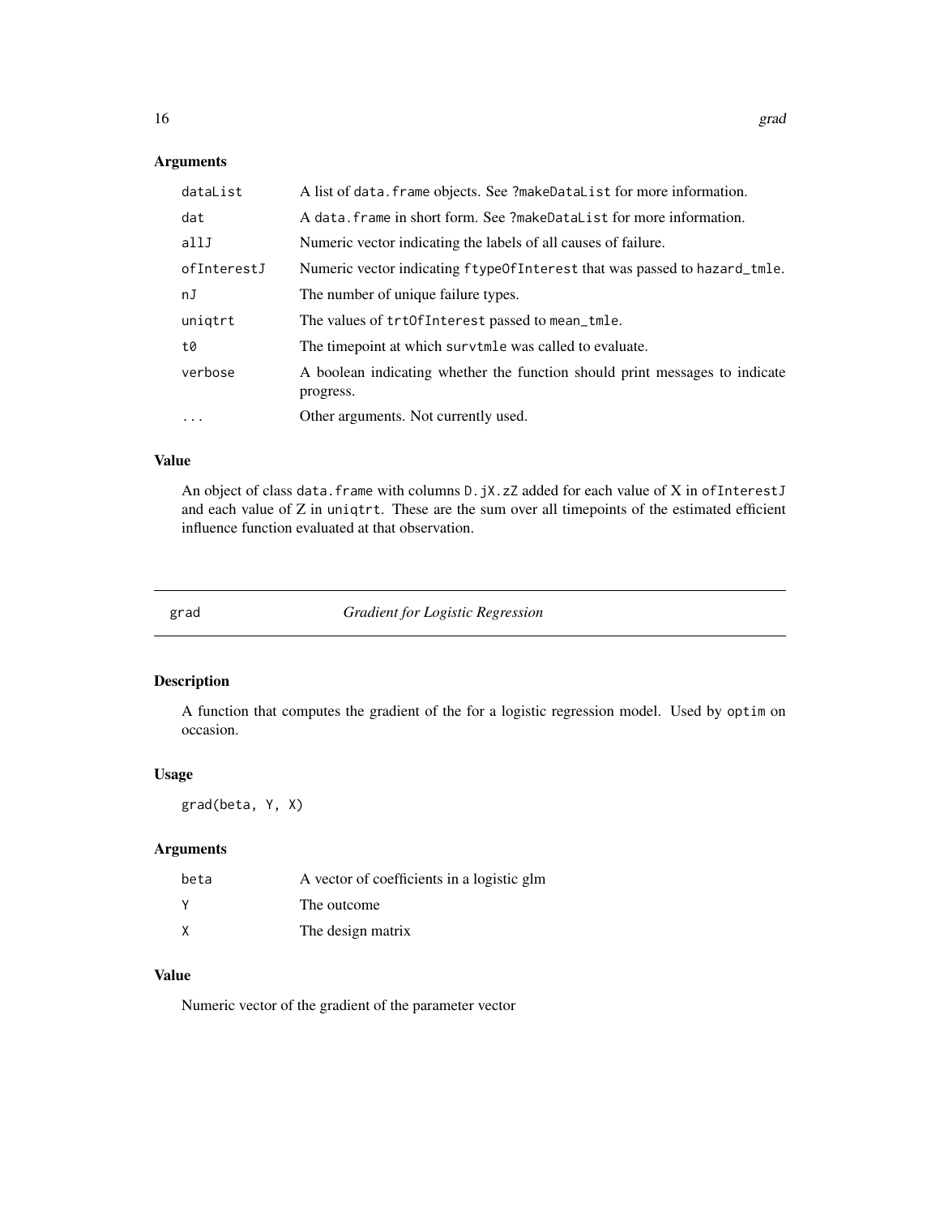### Arguments

| | |
|---|---|
| `dataList` | A list of `data.frame` objects. See `?makeDataList` for more information. |
| `dat` | A `data.frame` in short form. See `?makeDataList` for more information. |
| `allJ` | Numeric vector indicating the labels of all causes of failure. |
| `ofInterestJ` | Numeric vector indicating `ftypeOfInterest` that was passed to `hazard_tmle`. |
| `nJ` | The number of unique failure types. |
| `uniqtrt` | The values of `trtOfInterest` passed to `mean_tmle`. |
| `t0` | The timepoint at which `survtmle` was called to evaluate. |
| `verbose` | A boolean indicating whether the function should print messages to indicate progress. |
| `...` | Other arguments. Not currently used. |

### Value

An object of class `data.frame` with columns `D.jX.zZ` added for each value of X in `ofInterestJ` and each value of Z in `uniqtrt`. These are the sum over all timepoints of the estimated efficient influence function evaluated at that observation.

---

## grad — *Gradient for Logistic Regression*

---

### Description

A function that computes the gradient of the for a logistic regression model. Used by `optim` on occasion.

### Usage

```
grad(beta, Y, X)
```

### Arguments

| | |
|---|---|
| `beta` | A vector of coefficients in a logistic glm |
| `Y` | The outcome |
| `X` | The design matrix |

### Value

Numeric vector of the gradient of the parameter vector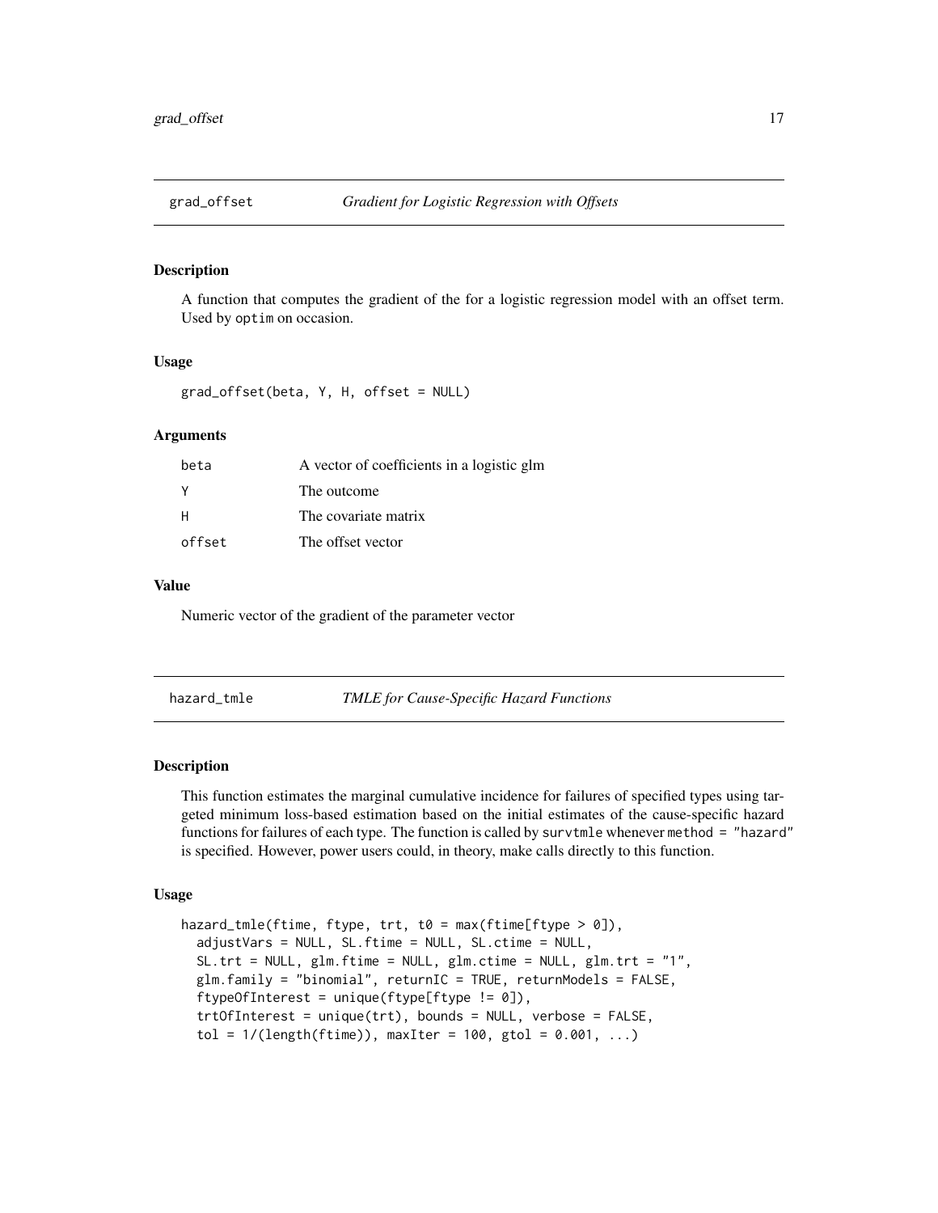## grad_offset *Gradient for Logistic Regression with Offsets*

### Description

A function that computes the gradient of the for a logistic regression model with an offset term. Used by `optim` on occasion.

### Usage

```
grad_offset(beta, Y, H, offset = NULL)
```

### Arguments

| | |
|---|---|
| beta | A vector of coefficients in a logistic glm |
| Y | The outcome |
| H | The covariate matrix |
| offset | The offset vector |

### Value

Numeric vector of the gradient of the parameter vector

## hazard_tmle *TMLE for Cause-Specific Hazard Functions*

### Description

This function estimates the marginal cumulative incidence for failures of specified types using targeted minimum loss-based estimation based on the initial estimates of the cause-specific hazard functions for failures of each type. The function is called by `survtmle` whenever `method = "hazard"` is specified. However, power users could, in theory, make calls directly to this function.

### Usage

```
hazard_tmle(ftime, ftype, trt, t0 = max(ftime[ftype > 0]),
  adjustVars = NULL, SL.ftime = NULL, SL.ctime = NULL,
  SL.trt = NULL, glm.ftime = NULL, glm.ctime = NULL, glm.trt = "1",
  glm.family = "binomial", returnIC = TRUE, returnModels = FALSE,
  ftypeOfInterest = unique(ftype[ftype != 0]),
  trtOfInterest = unique(trt), bounds = NULL, verbose = FALSE,
  tol = 1/(length(ftime)), maxIter = 100, gtol = 0.001, ...)
```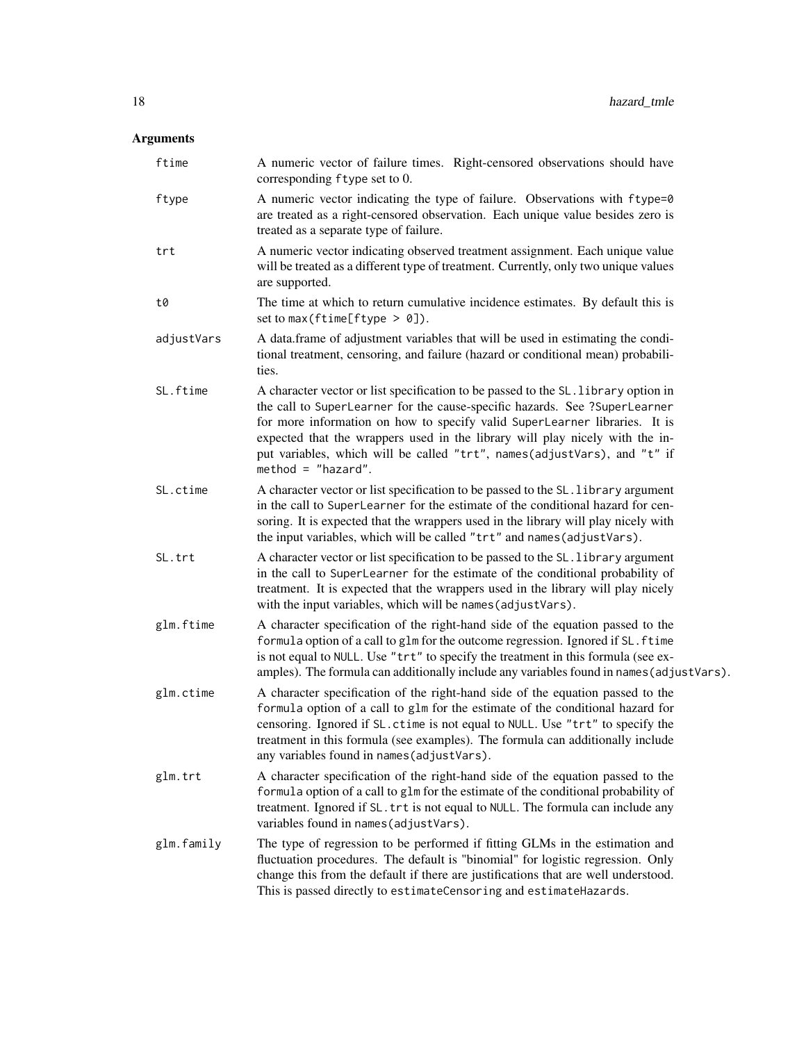## Arguments

**ftime**
A numeric vector of failure times. Right-censored observations should have corresponding `ftype` set to 0.

**ftype**
A numeric vector indicating the type of failure. Observations with `ftype=0` are treated as a right-censored observation. Each unique value besides zero is treated as a separate type of failure.

**trt**
A numeric vector indicating observed treatment assignment. Each unique value will be treated as a different type of treatment. Currently, only two unique values are supported.

**t0**
The time at which to return cumulative incidence estimates. By default this is set to `max(ftime[ftype > 0])`.

**adjustVars**
A data.frame of adjustment variables that will be used in estimating the conditional treatment, censoring, and failure (hazard or conditional mean) probabilities.

**SL.ftime**
A character vector or list specification to be passed to the `SL.library` option in the call to `SuperLearner` for the cause-specific hazards. See `?SuperLearner` for more information on how to specify valid `SuperLearner` libraries. It is expected that the wrappers used in the library will play nicely with the input variables, which will be called `"trt"`, `names(adjustVars)`, and `"t"` if `method = "hazard"`.

**SL.ctime**
A character vector or list specification to be passed to the `SL.library` argument in the call to `SuperLearner` for the estimate of the conditional hazard for censoring. It is expected that the wrappers used in the library will play nicely with the input variables, which will be called `"trt"` and `names(adjustVars)`.

**SL.trt**
A character vector or list specification to be passed to the `SL.library` argument in the call to `SuperLearner` for the estimate of the conditional probability of treatment. It is expected that the wrappers used in the library will play nicely with the input variables, which will be `names(adjustVars)`.

**glm.ftime**
A character specification of the right-hand side of the equation passed to the `formula` option of a call to `glm` for the outcome regression. Ignored if `SL.ftime` is not equal to `NULL`. Use `"trt"` to specify the treatment in this formula (see examples). The formula can additionally include any variables found in `names(adjustVars)`.

**glm.ctime**
A character specification of the right-hand side of the equation passed to the `formula` option of a call to `glm` for the estimate of the conditional hazard for censoring. Ignored if `SL.ctime` is not equal to `NULL`. Use `"trt"` to specify the treatment in this formula (see examples). The formula can additionally include any variables found in `names(adjustVars)`.

**glm.trt**
A character specification of the right-hand side of the equation passed to the `formula` option of a call to `glm` for the estimate of the conditional probability of treatment. Ignored if `SL.trt` is not equal to `NULL`. The formula can include any variables found in `names(adjustVars)`.

**glm.family**
The type of regression to be performed if fitting GLMs in the estimation and fluctuation procedures. The default is "binomial" for logistic regression. Only change this from the default if there are justifications that are well understood. This is passed directly to `estimateCensoring` and `estimateHazards`.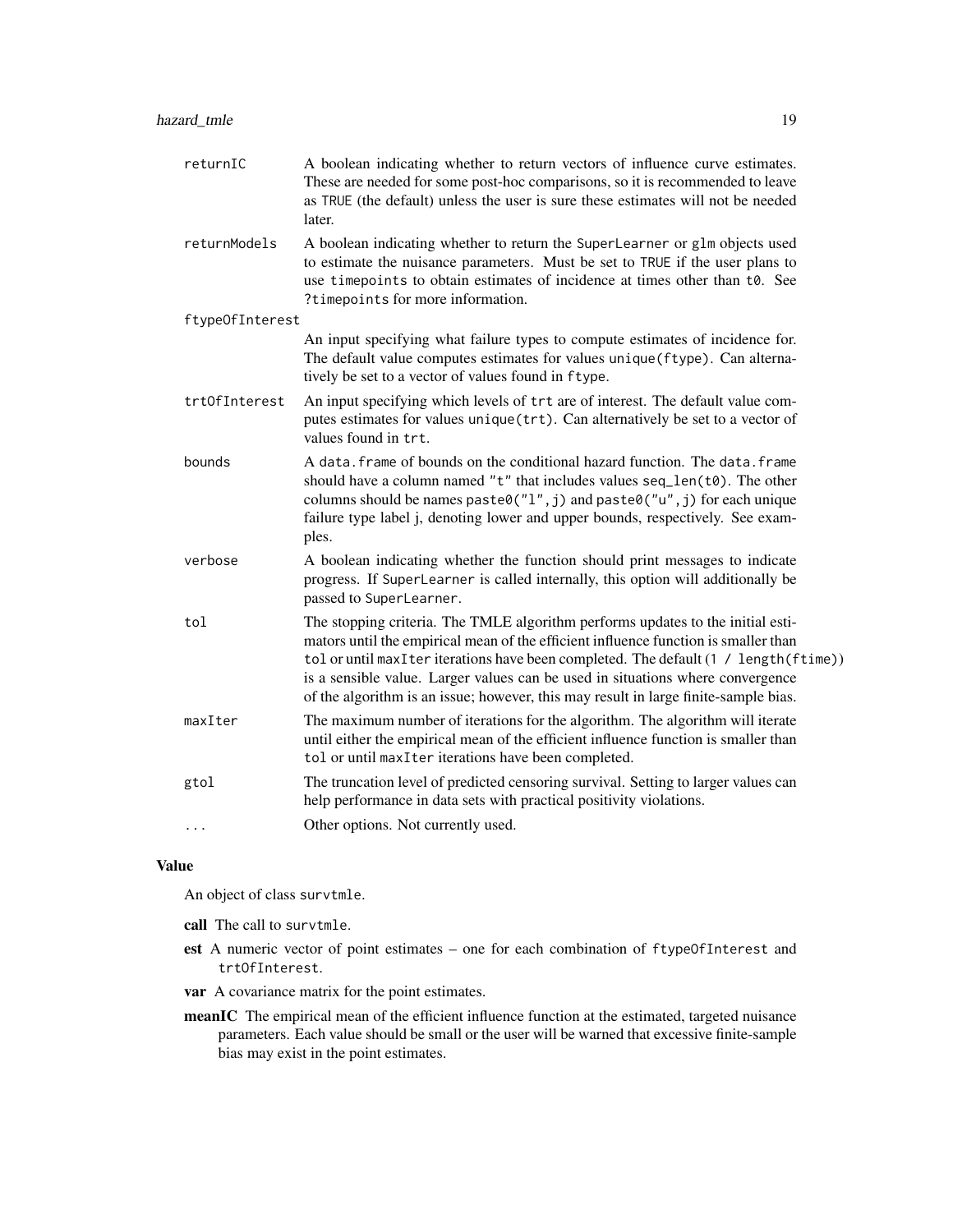returnIC
: A boolean indicating whether to return vectors of influence curve estimates. These are needed for some post-hoc comparisons, so it is recommended to leave as TRUE (the default) unless the user is sure these estimates will not be needed later.

returnModels
: A boolean indicating whether to return the SuperLearner or glm objects used to estimate the nuisance parameters. Must be set to TRUE if the user plans to use timepoints to obtain estimates of incidence at times other than t0. See ?timepoints for more information.

ftypeOfInterest
: An input specifying what failure types to compute estimates of incidence for. The default value computes estimates for values unique(ftype). Can alternatively be set to a vector of values found in ftype.

trtOfInterest
: An input specifying which levels of trt are of interest. The default value computes estimates for values unique(trt). Can alternatively be set to a vector of values found in trt.

bounds
: A data.frame of bounds on the conditional hazard function. The data.frame should have a column named "t" that includes values seq_len(t0). The other columns should be names paste0("l",j) and paste0("u",j) for each unique failure type label j, denoting lower and upper bounds, respectively. See examples.

verbose
: A boolean indicating whether the function should print messages to indicate progress. If SuperLearner is called internally, this option will additionally be passed to SuperLearner.

tol
: The stopping criteria. The TMLE algorithm performs updates to the initial estimators until the empirical mean of the efficient influence function is smaller than tol or until maxIter iterations have been completed. The default (1 / length(ftime)) is a sensible value. Larger values can be used in situations where convergence of the algorithm is an issue; however, this may result in large finite-sample bias.

maxIter
: The maximum number of iterations for the algorithm. The algorithm will iterate until either the empirical mean of the efficient influence function is smaller than tol or until maxIter iterations have been completed.

gtol
: The truncation level of predicted censoring survival. Setting to larger values can help performance in data sets with practical positivity violations.

...
: Other options. Not currently used.

## Value

An object of class survtmle.

- **call** The call to survtmle.
- **est** A numeric vector of point estimates – one for each combination of ftypeOfInterest and trtOfInterest.
- **var** A covariance matrix for the point estimates.
- **meanIC** The empirical mean of the efficient influence function at the estimated, targeted nuisance parameters. Each value should be small or the user will be warned that excessive finite-sample bias may exist in the point estimates.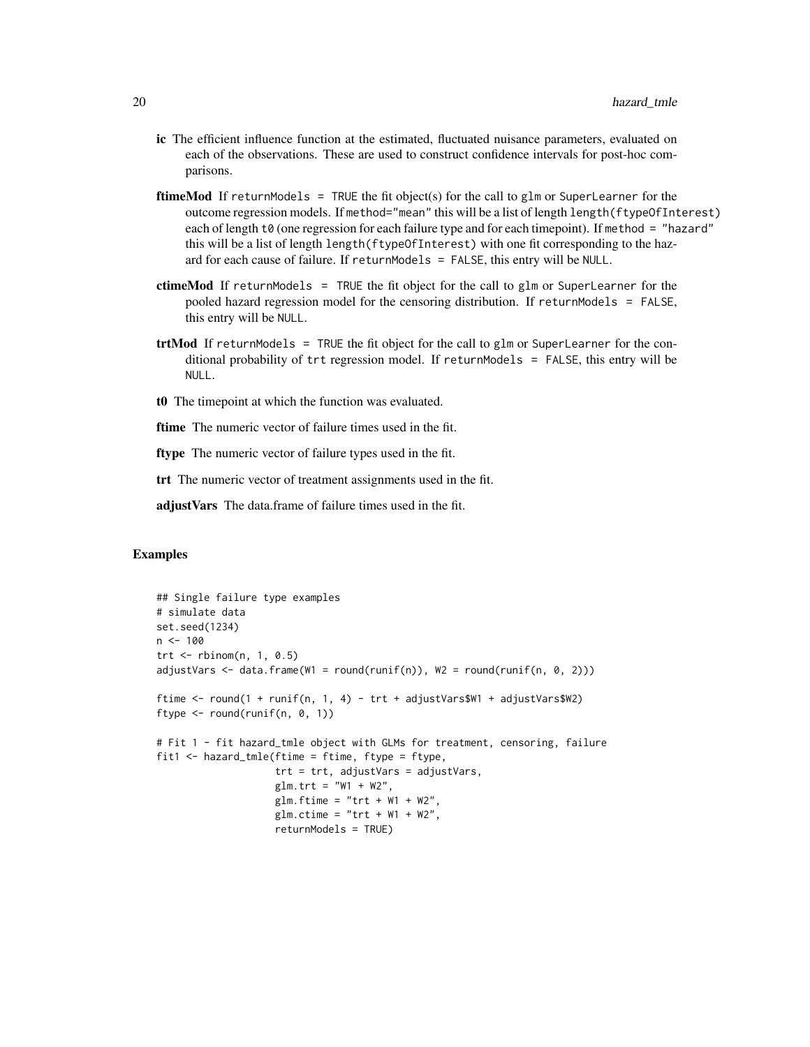**ic** The efficient influence function at the estimated, fluctuated nuisance parameters, evaluated on each of the observations. These are used to construct confidence intervals for post-hoc comparisons.

**ftimeMod** If `returnModels = TRUE` the fit object(s) for the call to `glm` or `SuperLearner` for the outcome regression models. If `method="mean"` this will be a list of length `length(ftypeOfInterest)` each of length `t0` (one regression for each failure type and for each timepoint). If `method = "hazard"` this will be a list of length `length(ftypeOfInterest)` with one fit corresponding to the hazard for each cause of failure. If `returnModels = FALSE`, this entry will be `NULL`.

**ctimeMod** If `returnModels = TRUE` the fit object for the call to `glm` or `SuperLearner` for the pooled hazard regression model for the censoring distribution. If `returnModels = FALSE`, this entry will be `NULL`.

**trtMod** If `returnModels = TRUE` the fit object for the call to `glm` or `SuperLearner` for the conditional probability of `trt` regression model. If `returnModels = FALSE`, this entry will be `NULL`.

**t0** The timepoint at which the function was evaluated.

**ftime** The numeric vector of failure times used in the fit.

**ftype** The numeric vector of failure types used in the fit.

**trt** The numeric vector of treatment assignments used in the fit.

**adjustVars** The data.frame of failure times used in the fit.

## Examples

```
## Single failure type examples
# simulate data
set.seed(1234)
n <- 100
trt <- rbinom(n, 1, 0.5)
adjustVars <- data.frame(W1 = round(runif(n)), W2 = round(runif(n, 0, 2)))

ftime <- round(1 + runif(n, 1, 4) - trt + adjustVars$W1 + adjustVars$W2)
ftype <- round(runif(n, 0, 1))

# Fit 1 - fit hazard_tmle object with GLMs for treatment, censoring, failure
fit1 <- hazard_tmle(ftime = ftime, ftype = ftype,
                    trt = trt, adjustVars = adjustVars,
                    glm.trt = "W1 + W2",
                    glm.ftime = "trt + W1 + W2",
                    glm.ctime = "trt + W1 + W2",
                    returnModels = TRUE)
```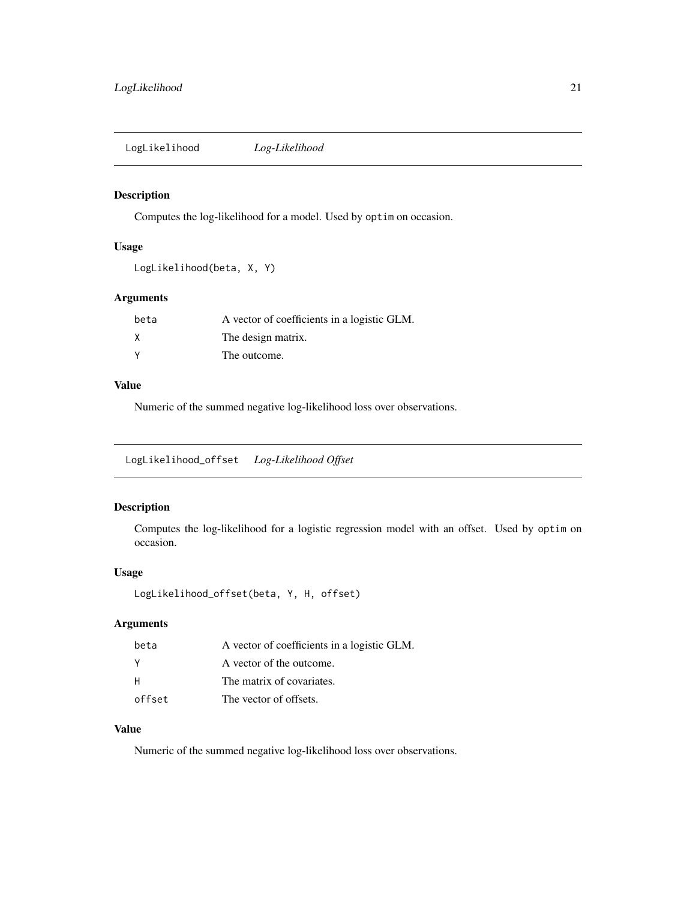## LogLikelihood *Log-Likelihood*

### Description

Computes the log-likelihood for a model. Used by `optim` on occasion.

### Usage

```
LogLikelihood(beta, X, Y)
```

### Arguments

| | |
|---|---|
| beta | A vector of coefficients in a logistic GLM. |
| X | The design matrix. |
| Y | The outcome. |

### Value

Numeric of the summed negative log-likelihood loss over observations.

## LogLikelihood_offset *Log-Likelihood Offset*

### Description

Computes the log-likelihood for a logistic regression model with an offset. Used by `optim` on occasion.

### Usage

```
LogLikelihood_offset(beta, Y, H, offset)
```

### Arguments

| | |
|---|---|
| beta | A vector of coefficients in a logistic GLM. |
| Y | A vector of the outcome. |
| H | The matrix of covariates. |
| offset | The vector of offsets. |

### Value

Numeric of the summed negative log-likelihood loss over observations.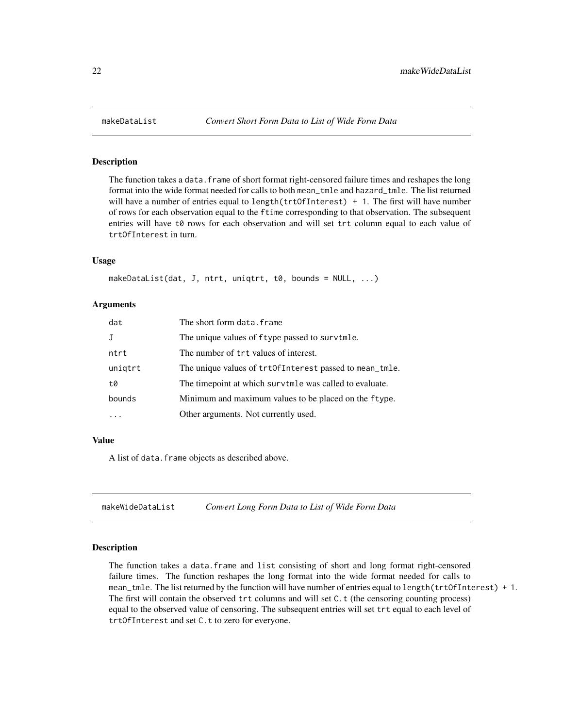## makeDataList — *Convert Short Form Data to List of Wide Form Data*

### Description

The function takes a data.frame of short format right-censored failure times and reshapes the long format into the wide format needed for calls to both mean_tmle and hazard_tmle. The list returned will have a number of entries equal to length(trtOfInterest) + 1. The first will have number of rows for each observation equal to the ftime corresponding to that observation. The subsequent entries will have t0 rows for each observation and will set trt column equal to each value of trtOfInterest in turn.

### Usage

```
makeDataList(dat, J, ntrt, uniqtrt, t0, bounds = NULL, ...)
```

### Arguments

| | |
|---|---|
| dat | The short form data.frame |
| J | The unique values of ftype passed to survtmle. |
| ntrt | The number of trt values of interest. |
| uniqtrt | The unique values of trtOfInterest passed to mean_tmle. |
| t0 | The timepoint at which survtmle was called to evaluate. |
| bounds | Minimum and maximum values to be placed on the ftype. |
| ... | Other arguments. Not currently used. |

### Value

A list of data.frame objects as described above.

## makeWideDataList — *Convert Long Form Data to List of Wide Form Data*

### Description

The function takes a data.frame and list consisting of short and long format right-censored failure times. The function reshapes the long format into the wide format needed for calls to mean_tmle. The list returned by the function will have number of entries equal to length(trtOfInterest) + 1. The first will contain the observed trt columns and will set C.t (the censoring counting process) equal to the observed value of censoring. The subsequent entries will set trt equal to each level of trtOfInterest and set C.t to zero for everyone.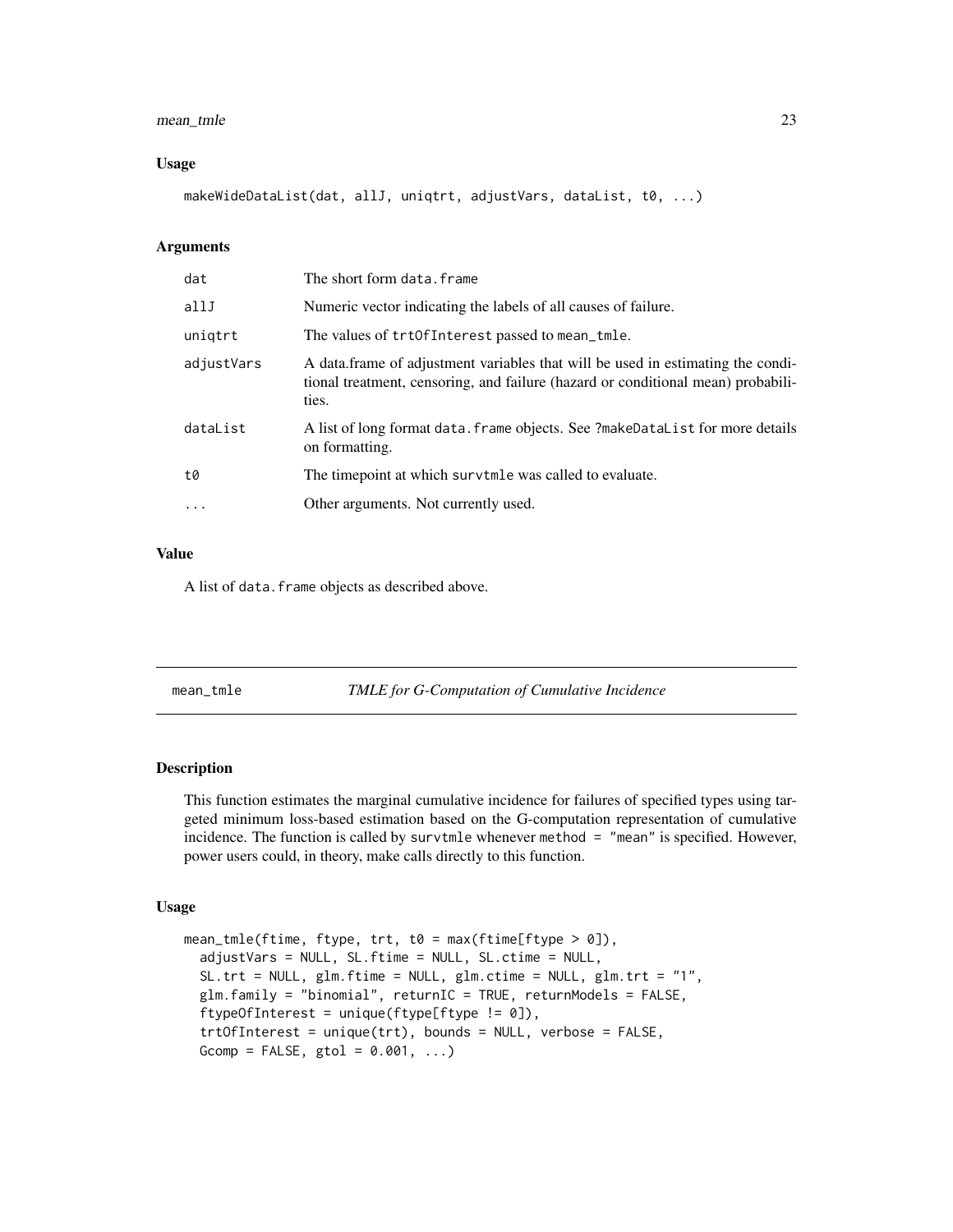### Usage

```
makeWideDataList(dat, allJ, uniqtrt, adjustVars, dataList, t0, ...)
```

### Arguments

| | |
|---|---|
| dat | The short form data.frame |
| allJ | Numeric vector indicating the labels of all causes of failure. |
| uniqtrt | The values of trtOfInterest passed to mean_tmle. |
| adjustVars | A data.frame of adjustment variables that will be used in estimating the conditional treatment, censoring, and failure (hazard or conditional mean) probabilities. |
| dataList | A list of long format data.frame objects. See ?makeDataList for more details on formatting. |
| t0 | The timepoint at which survtmle was called to evaluate. |
| ... | Other arguments. Not currently used. |

### Value

A list of data.frame objects as described above.

---

## mean_tmle    *TMLE for G-Computation of Cumulative Incidence*

---

### Description

This function estimates the marginal cumulative incidence for failures of specified types using targeted minimum loss-based estimation based on the G-computation representation of cumulative incidence. The function is called by survtmle whenever method = "mean" is specified. However, power users could, in theory, make calls directly to this function.

### Usage

```
mean_tmle(ftime, ftype, trt, t0 = max(ftime[ftype > 0]),
  adjustVars = NULL, SL.ftime = NULL, SL.ctime = NULL,
  SL.trt = NULL, glm.ftime = NULL, glm.ctime = NULL, glm.trt = "1",
  glm.family = "binomial", returnIC = TRUE, returnModels = FALSE,
  ftypeOfInterest = unique(ftype[ftype != 0]),
  trtOfInterest = unique(trt), bounds = NULL, verbose = FALSE,
  Gcomp = FALSE, gtol = 0.001, ...)
```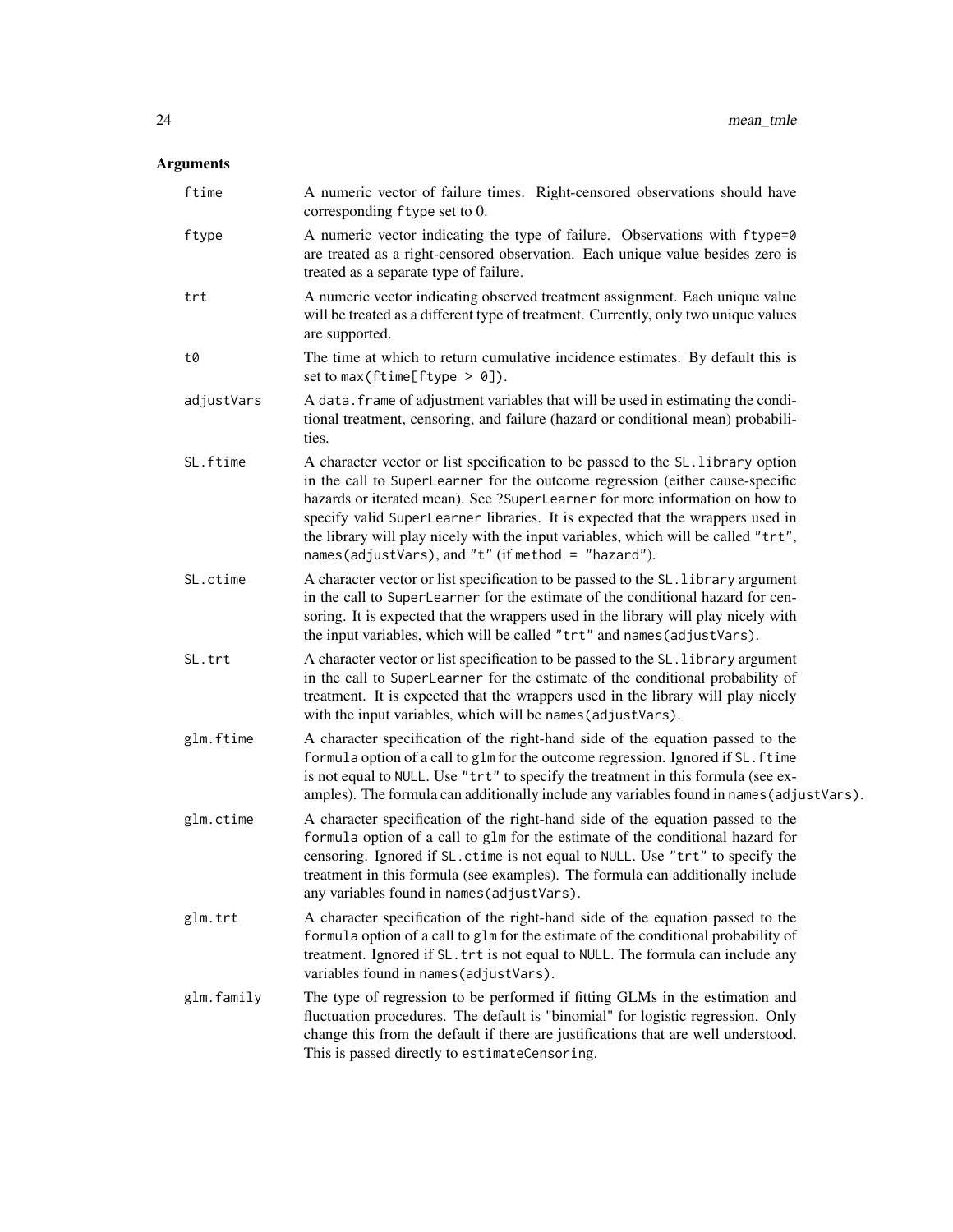## Arguments

| | |
|---|---|
| `ftime` | A numeric vector of failure times. Right-censored observations should have corresponding `ftype` set to 0. |
| `ftype` | A numeric vector indicating the type of failure. Observations with `ftype=0` are treated as a right-censored observation. Each unique value besides zero is treated as a separate type of failure. |
| `trt` | A numeric vector indicating observed treatment assignment. Each unique value will be treated as a different type of treatment. Currently, only two unique values are supported. |
| `t0` | The time at which to return cumulative incidence estimates. By default this is set to `max(ftime[ftype > 0])`. |
| `adjustVars` | A `data.frame` of adjustment variables that will be used in estimating the conditional treatment, censoring, and failure (hazard or conditional mean) probabilities. |
| `SL.ftime` | A character vector or list specification to be passed to the `SL.library` option in the call to `SuperLearner` for the outcome regression (either cause-specific hazards or iterated mean). See `?SuperLearner` for more information on how to specify valid `SuperLearner` libraries. It is expected that the wrappers used in the library will play nicely with the input variables, which will be called `"trt"`, `names(adjustVars)`, and `"t"` (if `method = "hazard"`). |
| `SL.ctime` | A character vector or list specification to be passed to the `SL.library` argument in the call to `SuperLearner` for the estimate of the conditional hazard for censoring. It is expected that the wrappers used in the library will play nicely with the input variables, which will be called `"trt"` and `names(adjustVars)`. |
| `SL.trt` | A character vector or list specification to be passed to the `SL.library` argument in the call to `SuperLearner` for the estimate of the conditional probability of treatment. It is expected that the wrappers used in the library will play nicely with the input variables, which will be `names(adjustVars)`. |
| `glm.ftime` | A character specification of the right-hand side of the equation passed to the `formula` option of a call to `glm` for the outcome regression. Ignored if `SL.ftime` is not equal to `NULL`. Use `"trt"` to specify the treatment in this formula (see examples). The formula can additionally include any variables found in `names(adjustVars)`. |
| `glm.ctime` | A character specification of the right-hand side of the equation passed to the `formula` option of a call to `glm` for the estimate of the conditional hazard for censoring. Ignored if `SL.ctime` is not equal to `NULL`. Use `"trt"` to specify the treatment in this formula (see examples). The formula can additionally include any variables found in `names(adjustVars)`. |
| `glm.trt` | A character specification of the right-hand side of the equation passed to the `formula` option of a call to `glm` for the estimate of the conditional probability of treatment. Ignored if `SL.trt` is not equal to `NULL`. The formula can include any variables found in `names(adjustVars)`. |
| `glm.family` | The type of regression to be performed if fitting GLMs in the estimation and fluctuation procedures. The default is "binomial" for logistic regression. Only change this from the default if there are justifications that are well understood. This is passed directly to `estimateCensoring`. |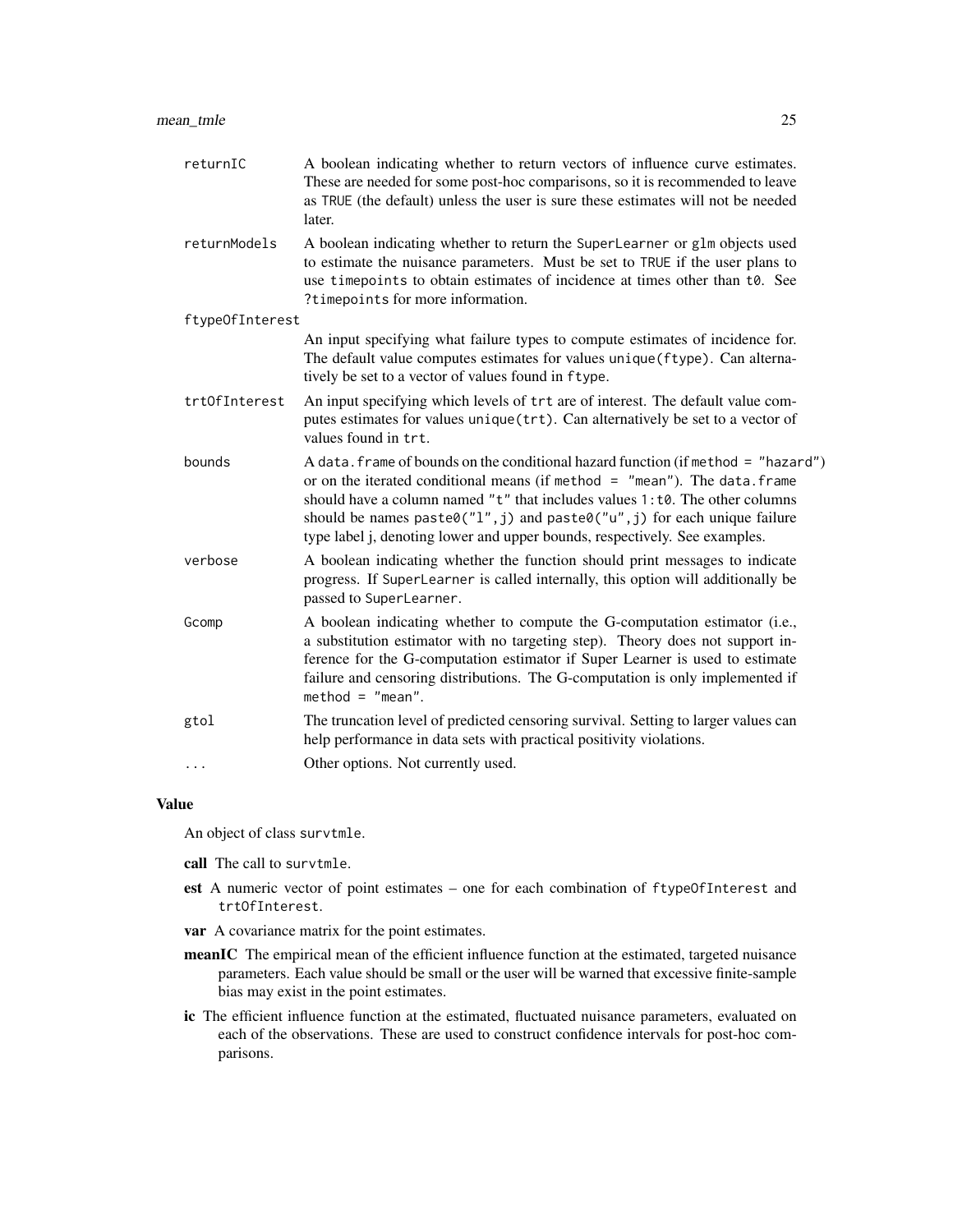| | |
|---|---|
| returnIC | A boolean indicating whether to return vectors of influence curve estimates. These are needed for some post-hoc comparisons, so it is recommended to leave as `TRUE` (the default) unless the user is sure these estimates will not be needed later. |
| returnModels | A boolean indicating whether to return the `SuperLearner` or `glm` objects used to estimate the nuisance parameters. Must be set to `TRUE` if the user plans to use `timepoints` to obtain estimates of incidence at times other than `t0`. See `?timepoints` for more information. |
| ftypeOfInterest | An input specifying what failure types to compute estimates of incidence for. The default value computes estimates for values `unique(ftype)`. Can alternatively be set to a vector of values found in `ftype`. |
| trtOfInterest | An input specifying which levels of `trt` are of interest. The default value computes estimates for values `unique(trt)`. Can alternatively be set to a vector of values found in `trt`. |
| bounds | A `data.frame` of bounds on the conditional hazard function (if `method = "hazard"`) or on the iterated conditional means (if `method = "mean"`). The `data.frame` should have a column named `"t"` that includes values `1:t0`. The other columns should be names `paste0("l",j)` and `paste0("u",j)` for each unique failure type label j, denoting lower and upper bounds, respectively. See examples. |
| verbose | A boolean indicating whether the function should print messages to indicate progress. If `SuperLearner` is called internally, this option will additionally be passed to `SuperLearner`. |
| Gcomp | A boolean indicating whether to compute the G-computation estimator (i.e., a substitution estimator with no targeting step). Theory does not support inference for the G-computation estimator if Super Learner is used to estimate failure and censoring distributions. The G-computation is only implemented if `method = "mean"`. |
| gtol | The truncation level of predicted censoring survival. Setting to larger values can help performance in data sets with practical positivity violations. |
| ... | Other options. Not currently used. |

## Value

An object of class `survtmle`.

- **call** The call to `survtmle`.
- **est** A numeric vector of point estimates – one for each combination of `ftypeOfInterest` and `trtOfInterest`.
- **var** A covariance matrix for the point estimates.
- **meanIC** The empirical mean of the efficient influence function at the estimated, targeted nuisance parameters. Each value should be small or the user will be warned that excessive finite-sample bias may exist in the point estimates.
- **ic** The efficient influence function at the estimated, fluctuated nuisance parameters, evaluated on each of the observations. These are used to construct confidence intervals for post-hoc comparisons.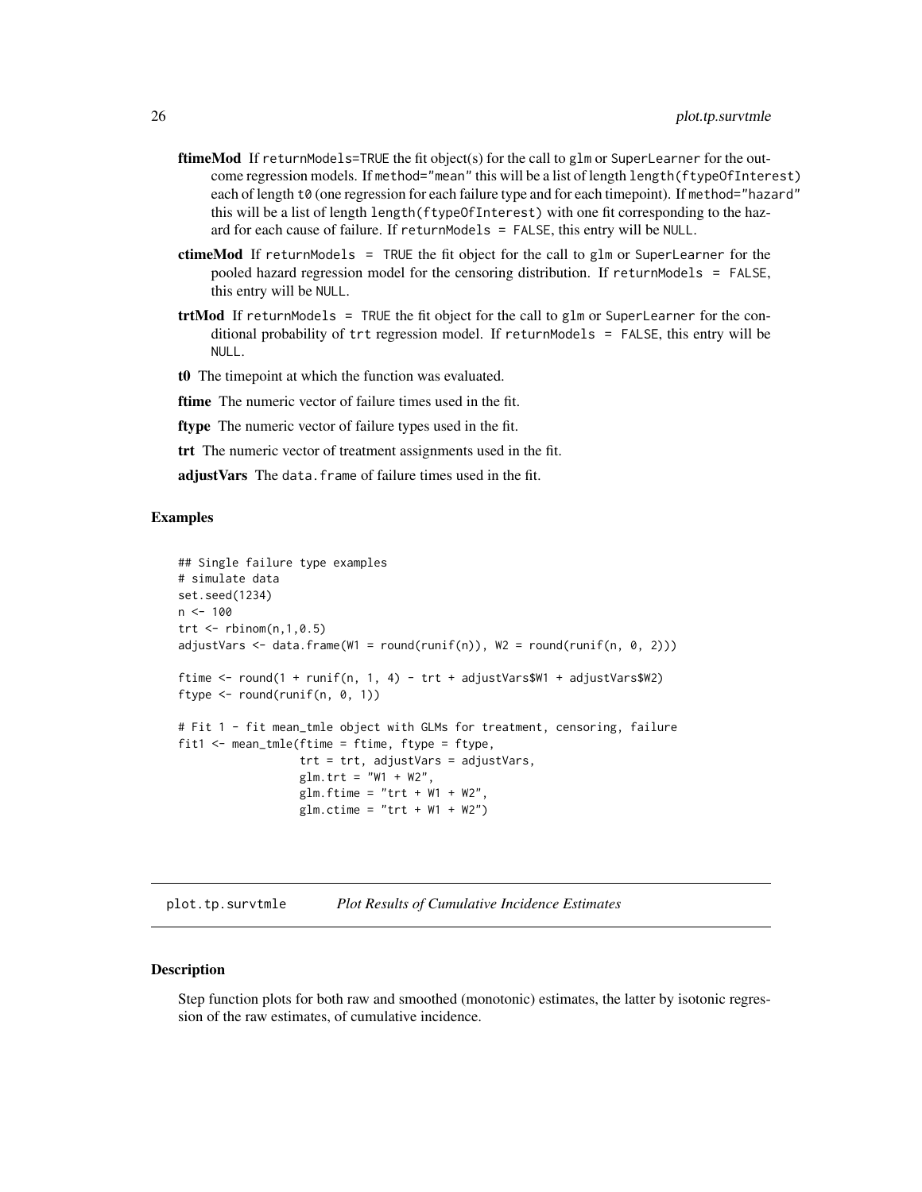**ftimeMod** If returnModels=TRUE the fit object(s) for the call to glm or SuperLearner for the outcome regression models. If method="mean" this will be a list of length length(ftypeOfInterest) each of length t0 (one regression for each failure type and for each timepoint). If method="hazard" this will be a list of length length(ftypeOfInterest) with one fit corresponding to the hazard for each cause of failure. If returnModels = FALSE, this entry will be NULL.

**ctimeMod** If returnModels = TRUE the fit object for the call to glm or SuperLearner for the pooled hazard regression model for the censoring distribution. If returnModels = FALSE, this entry will be NULL.

**trtMod** If returnModels = TRUE the fit object for the call to glm or SuperLearner for the conditional probability of trt regression model. If returnModels = FALSE, this entry will be NULL.

**t0** The timepoint at which the function was evaluated.

**ftime** The numeric vector of failure times used in the fit.

**ftype** The numeric vector of failure types used in the fit.

**trt** The numeric vector of treatment assignments used in the fit.

**adjustVars** The data.frame of failure times used in the fit.

### Examples

```
## Single failure type examples
# simulate data
set.seed(1234)
n <- 100
trt <- rbinom(n,1,0.5)
adjustVars <- data.frame(W1 = round(runif(n)), W2 = round(runif(n, 0, 2)))

ftime <- round(1 + runif(n, 1, 4) - trt + adjustVars$W1 + adjustVars$W2)
ftype <- round(runif(n, 0, 1))

# Fit 1 - fit mean_tmle object with GLMs for treatment, censoring, failure
fit1 <- mean_tmle(ftime = ftime, ftype = ftype,
                  trt = trt, adjustVars = adjustVars,
                  glm.trt = "W1 + W2",
                  glm.ftime = "trt + W1 + W2",
                  glm.ctime = "trt + W1 + W2")
```

---

## plot.tp.survtmle *Plot Results of Cumulative Incidence Estimates*

### Description

Step function plots for both raw and smoothed (monotonic) estimates, the latter by isotonic regression of the raw estimates, of cumulative incidence.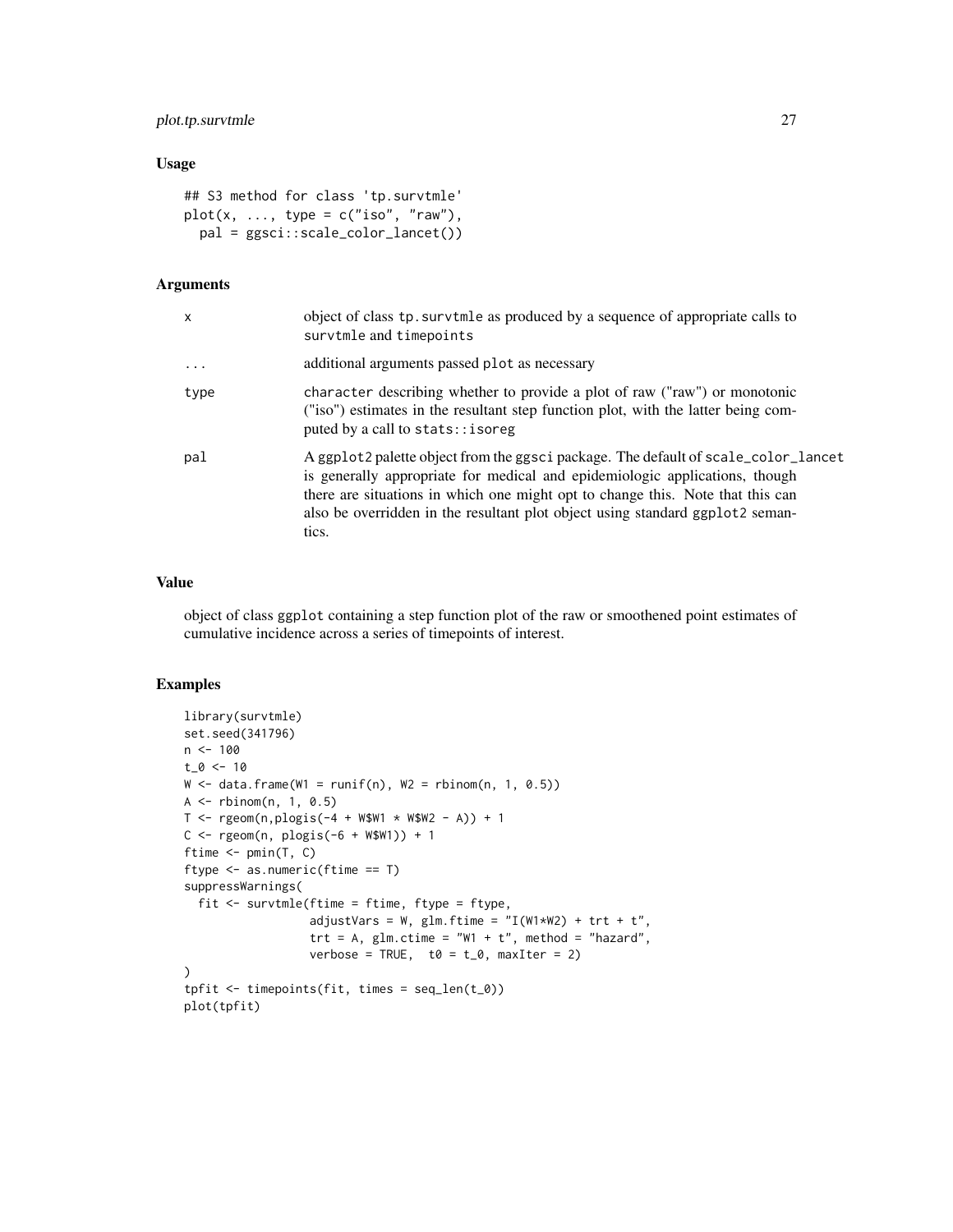### Usage

```
## S3 method for class 'tp.survtmle'
plot(x, ..., type = c("iso", "raw"),
  pal = ggsci::scale_color_lancet())
```

### Arguments

| | |
|---|---|
| x | object of class tp.survtmle as produced by a sequence of appropriate calls to survtmle and timepoints |
| ... | additional arguments passed plot as necessary |
| type | character describing whether to provide a plot of raw ("raw") or monotonic ("iso") estimates in the resultant step function plot, with the latter being computed by a call to stats::isoreg |
| pal | A ggplot2 palette object from the ggsci package. The default of scale_color_lancet is generally appropriate for medical and epidemiologic applications, though there are situations in which one might opt to change this. Note that this can also be overridden in the resultant plot object using standard ggplot2 semantics. |

### Value

object of class ggplot containing a step function plot of the raw or smoothened point estimates of cumulative incidence across a series of timepoints of interest.

### Examples

```
library(survtmle)
set.seed(341796)
n <- 100
t_0 <- 10
W <- data.frame(W1 = runif(n), W2 = rbinom(n, 1, 0.5))
A <- rbinom(n, 1, 0.5)
T <- rgeom(n,plogis(-4 + W$W1 * W$W2 - A)) + 1
C <- rgeom(n, plogis(-6 + W$W1)) + 1
ftime <- pmin(T, C)
ftype <- as.numeric(ftime == T)
suppressWarnings(
  fit <- survtmle(ftime = ftime, ftype = ftype,
                  adjustVars = W, glm.ftime = "I(W1*W2) + trt + t",
                  trt = A, glm.ctime = "W1 + t", method = "hazard",
                  verbose = TRUE,  t0 = t_0, maxIter = 2)
)
tpfit <- timepoints(fit, times = seq_len(t_0))
plot(tpfit)
```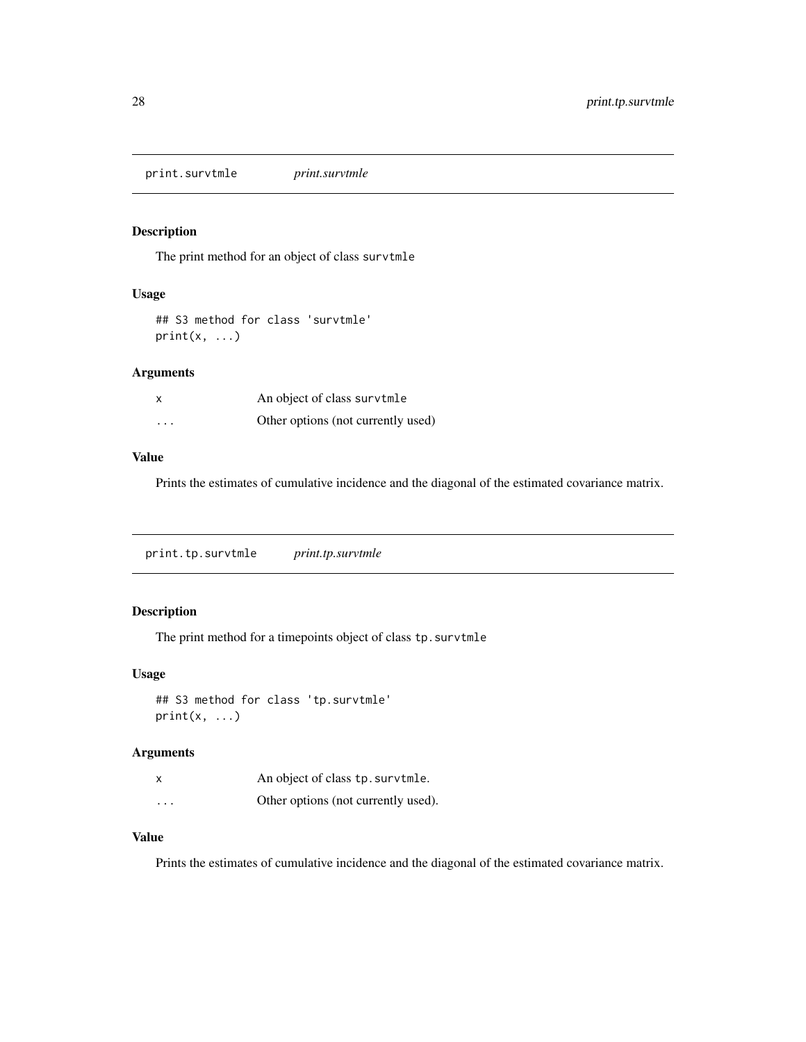## print.survtmle *print.survtmle*

### Description

The print method for an object of class `survtmle`

### Usage

```
## S3 method for class 'survtmle'
print(x, ...)
```

### Arguments

| | |
|---|---|
| x | An object of class `survtmle` |
| ... | Other options (not currently used) |

### Value

Prints the estimates of cumulative incidence and the diagonal of the estimated covariance matrix.

## print.tp.survtmle *print.tp.survtmle*

### Description

The print method for a timepoints object of class `tp.survtmle`

### Usage

```
## S3 method for class 'tp.survtmle'
print(x, ...)
```

### Arguments

| | |
|---|---|
| x | An object of class `tp.survtmle`. |
| ... | Other options (not currently used). |

### Value

Prints the estimates of cumulative incidence and the diagonal of the estimated covariance matrix.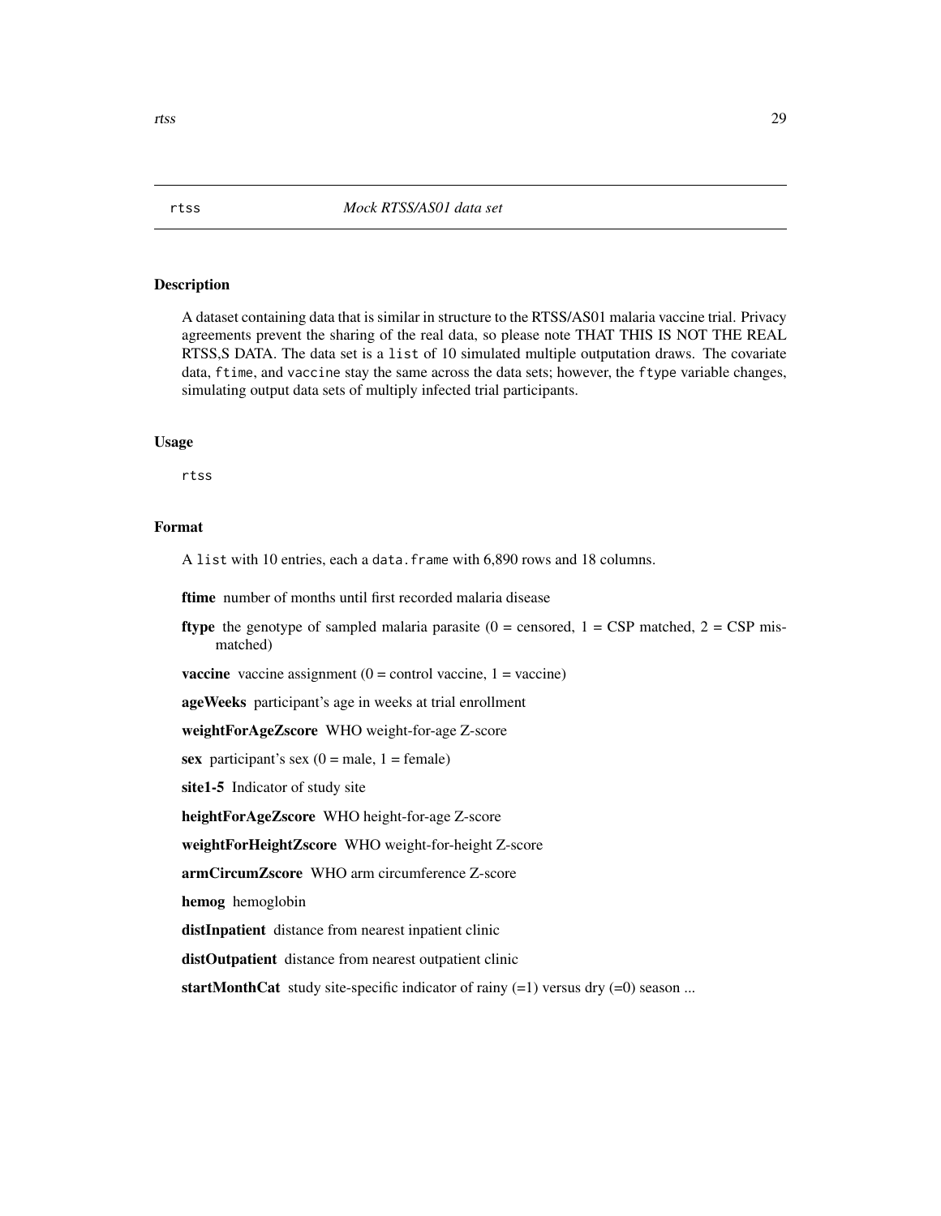## rtss — *Mock RTSS/AS01 data set*

### Description

A dataset containing data that is similar in structure to the RTSS/AS01 malaria vaccine trial. Privacy agreements prevent the sharing of the real data, so please note THAT THIS IS NOT THE REAL RTSS,S DATA. The data set is a `list` of 10 simulated multiple outputation draws. The covariate data, `ftime`, and `vaccine` stay the same across the data sets; however, the `ftype` variable changes, simulating output data sets of multiply infected trial participants.

### Usage

```
rtss
```

### Format

A `list` with 10 entries, each a `data.frame` with 6,890 rows and 18 columns.

- **ftime** number of months until first recorded malaria disease
- **ftype** the genotype of sampled malaria parasite (0 = censored, 1 = CSP matched, 2 = CSP mismatched)
- **vaccine** vaccine assignment (0 = control vaccine, 1 = vaccine)
- **ageWeeks** participant's age in weeks at trial enrollment
- **weightForAgeZscore** WHO weight-for-age Z-score
- **sex** participant's sex (0 = male, 1 = female)
- **site1-5** Indicator of study site
- **heightForAgeZscore** WHO height-for-age Z-score
- **weightForHeightZscore** WHO weight-for-height Z-score
- **armCircumZscore** WHO arm circumference Z-score
- **hemog** hemoglobin
- **distInpatient** distance from nearest inpatient clinic
- **distOutpatient** distance from nearest outpatient clinic
- **startMonthCat** study site-specific indicator of rainy (=1) versus dry (=0) season ...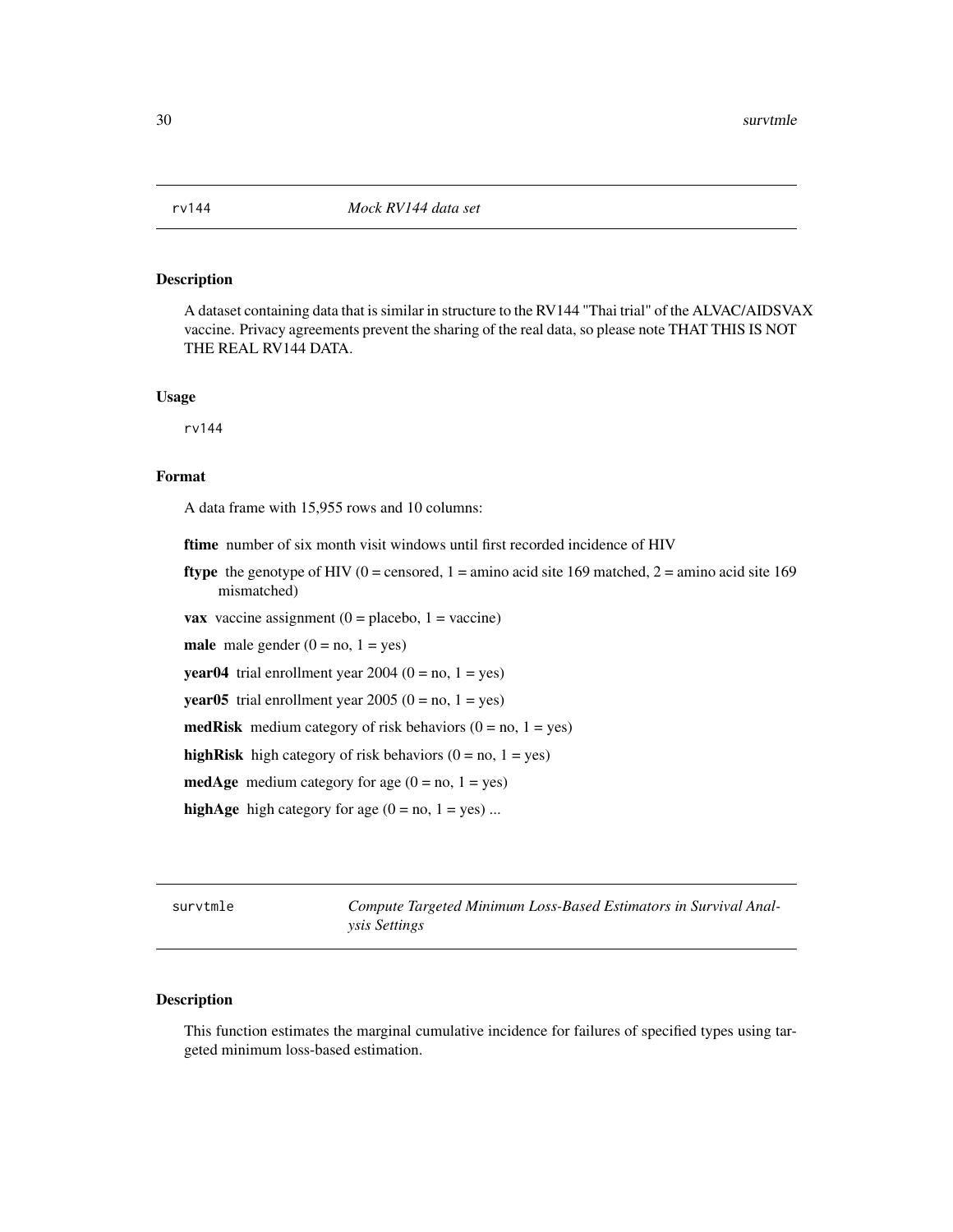## rv144 — *Mock RV144 data set*

### Description

A dataset containing data that is similar in structure to the RV144 "Thai trial" of the ALVAC/AIDSVAX vaccine. Privacy agreements prevent the sharing of the real data, so please note THAT THIS IS NOT THE REAL RV144 DATA.

### Usage

```
rv144
```

### Format

A data frame with 15,955 rows and 10 columns:

**ftime** number of six month visit windows until first recorded incidence of HIV

**ftype** the genotype of HIV (0 = censored, 1 = amino acid site 169 matched, 2 = amino acid site 169 mismatched)

**vax** vaccine assignment (0 = placebo, 1 = vaccine)

**male** male gender (0 = no, 1 = yes)

**year04** trial enrollment year 2004 (0 = no, 1 = yes)

**year05** trial enrollment year 2005 (0 = no, 1 = yes)

**medRisk** medium category of risk behaviors (0 = no, 1 = yes)

**highRisk** high category of risk behaviors (0 = no, 1 = yes)

**medAge** medium category for age (0 = no, 1 = yes)

**highAge** high category for age (0 = no, 1 = yes) ...

## survtmle — *Compute Targeted Minimum Loss-Based Estimators in Survival Analysis Settings*

### Description

This function estimates the marginal cumulative incidence for failures of specified types using targeted minimum loss-based estimation.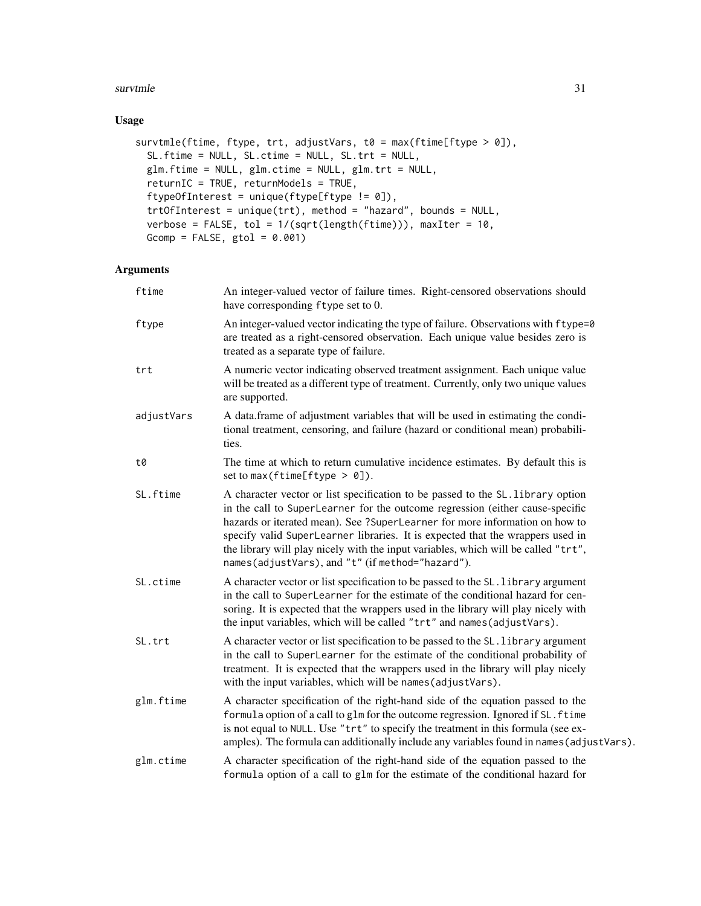## Usage

```
survtmle(ftime, ftype, trt, adjustVars, t0 = max(ftime[ftype > 0]),
  SL.ftime = NULL, SL.ctime = NULL, SL.trt = NULL,
  glm.ftime = NULL, glm.ctime = NULL, glm.trt = NULL,
  returnIC = TRUE, returnModels = TRUE,
  ftypeOfInterest = unique(ftype[ftype != 0]),
  trtOfInterest = unique(trt), method = "hazard", bounds = NULL,
  verbose = FALSE, tol = 1/(sqrt(length(ftime))), maxIter = 10,
  Gcomp = FALSE, gtol = 0.001)
```

## Arguments

| | |
|---|---|
| `ftime` | An integer-valued vector of failure times. Right-censored observations should have corresponding `ftype` set to 0. |
| `ftype` | An integer-valued vector indicating the type of failure. Observations with `ftype=0` are treated as a right-censored observation. Each unique value besides zero is treated as a separate type of failure. |
| `trt` | A numeric vector indicating observed treatment assignment. Each unique value will be treated as a different type of treatment. Currently, only two unique values are supported. |
| `adjustVars` | A data.frame of adjustment variables that will be used in estimating the conditional treatment, censoring, and failure (hazard or conditional mean) probabilities. |
| `t0` | The time at which to return cumulative incidence estimates. By default this is set to `max(ftime[ftype > 0])`. |
| `SL.ftime` | A character vector or list specification to be passed to the `SL.library` option in the call to `SuperLearner` for the outcome regression (either cause-specific hazards or iterated mean). See `?SuperLearner` for more information on how to specify valid `SuperLearner` libraries. It is expected that the wrappers used in the library will play nicely with the input variables, which will be called `"trt"`, `names(adjustVars)`, and `"t"` (if `method="hazard"`). |
| `SL.ctime` | A character vector or list specification to be passed to the `SL.library` argument in the call to `SuperLearner` for the estimate of the conditional hazard for censoring. It is expected that the wrappers used in the library will play nicely with the input variables, which will be called `"trt"` and `names(adjustVars)`. |
| `SL.trt` | A character vector or list specification to be passed to the `SL.library` argument in the call to `SuperLearner` for the estimate of the conditional probability of treatment. It is expected that the wrappers used in the library will play nicely with the input variables, which will be `names(adjustVars)`. |
| `glm.ftime` | A character specification of the right-hand side of the equation passed to the `formula` option of a call to `glm` for the outcome regression. Ignored if `SL.ftime` is not equal to `NULL`. Use `"trt"` to specify the treatment in this formula (see examples). The formula can additionally include any variables found in `names(adjustVars)`. |
| `glm.ctime` | A character specification of the right-hand side of the equation passed to the `formula` option of a call to `glm` for the estimate of the conditional hazard for |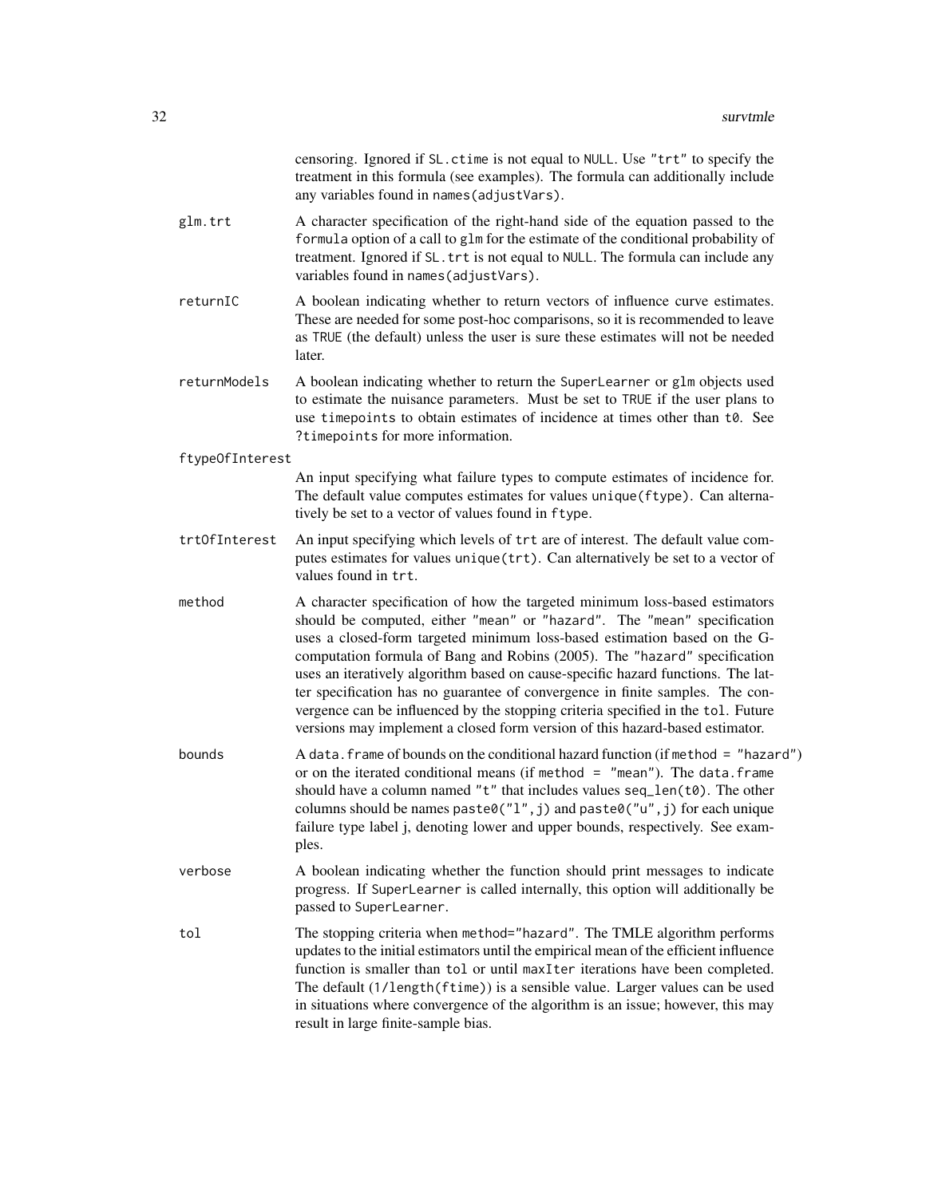censoring. Ignored if `SL.ctime` is not equal to `NULL`. Use `"trt"` to specify the treatment in this formula (see examples). The formula can additionally include any variables found in `names(adjustVars)`.

`glm.trt`
: A character specification of the right-hand side of the equation passed to the `formula` option of a call to `glm` for the estimate of the conditional probability of treatment. Ignored if `SL.trt` is not equal to `NULL`. The formula can include any variables found in `names(adjustVars)`.

`returnIC`
: A boolean indicating whether to return vectors of influence curve estimates. These are needed for some post-hoc comparisons, so it is recommended to leave as `TRUE` (the default) unless the user is sure these estimates will not be needed later.

`returnModels`
: A boolean indicating whether to return the `SuperLearner` or `glm` objects used to estimate the nuisance parameters. Must be set to `TRUE` if the user plans to use `timepoints` to obtain estimates of incidence at times other than `t0`. See `?timepoints` for more information.

`ftypeOfInterest`
: An input specifying what failure types to compute estimates of incidence for. The default value computes estimates for values `unique(ftype)`. Can alternatively be set to a vector of values found in `ftype`.

`trtOfInterest`
: An input specifying which levels of `trt` are of interest. The default value computes estimates for values `unique(trt)`. Can alternatively be set to a vector of values found in `trt`.

`method`
: A character specification of how the targeted minimum loss-based estimators should be computed, either `"mean"` or `"hazard"`. The `"mean"` specification uses a closed-form targeted minimum loss-based estimation based on the G-computation formula of Bang and Robins (2005). The `"hazard"` specification uses an iteratively algorithm based on cause-specific hazard functions. The latter specification has no guarantee of convergence in finite samples. The convergence can be influenced by the stopping criteria specified in the `tol`. Future versions may implement a closed form version of this hazard-based estimator.

`bounds`
: A `data.frame` of bounds on the conditional hazard function (if `method = "hazard"`) or on the iterated conditional means (if `method = "mean"`). The `data.frame` should have a column named `"t"` that includes values `seq_len(t0)`. The other columns should be names `paste0("l",j)` and `paste0("u",j)` for each unique failure type label j, denoting lower and upper bounds, respectively. See examples.

`verbose`
: A boolean indicating whether the function should print messages to indicate progress. If `SuperLearner` is called internally, this option will additionally be passed to `SuperLearner`.

`tol`
: The stopping criteria when `method="hazard"`. The TMLE algorithm performs updates to the initial estimators until the empirical mean of the efficient influence function is smaller than `tol` or until `maxIter` iterations have been completed. The default (`1/length(ftime)`) is a sensible value. Larger values can be used in situations where convergence of the algorithm is an issue; however, this may result in large finite-sample bias.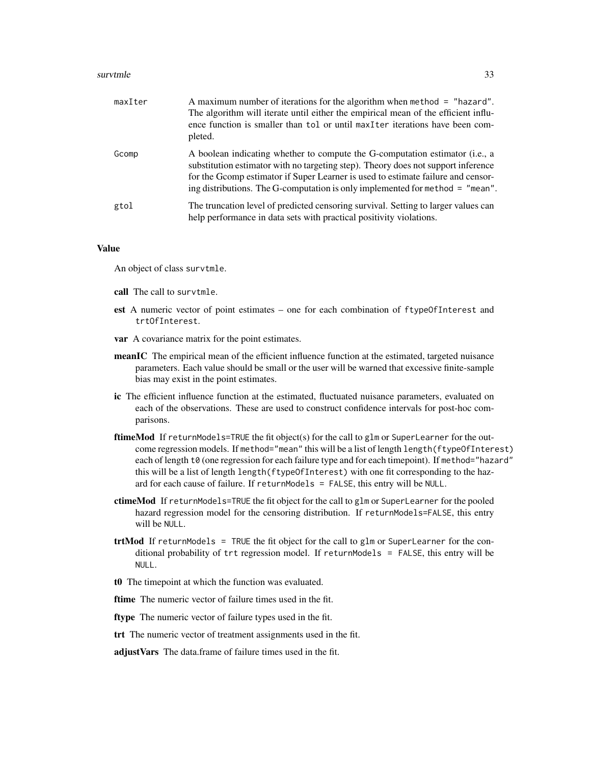| | |
|---|---|
| maxIter | A maximum number of iterations for the algorithm when `method = "hazard"`. The algorithm will iterate until either the empirical mean of the efficient influence function is smaller than `tol` or until `maxIter` iterations have been completed. |
| Gcomp | A boolean indicating whether to compute the G-computation estimator (i.e., a substitution estimator with no targeting step). Theory does not support inference for the Gcomp estimator if Super Learner is used to estimate failure and censoring distributions. The G-computation is only implemented for `method = "mean"`. |
| gtol | The truncation level of predicted censoring survival. Setting to larger values can help performance in data sets with practical positivity violations. |

## Value

An object of class `survtmle`.

- **call** The call to `survtmle`.
- **est** A numeric vector of point estimates – one for each combination of `ftypeOfInterest` and `trtOfInterest`.
- **var** A covariance matrix for the point estimates.
- **meanIC** The empirical mean of the efficient influence function at the estimated, targeted nuisance parameters. Each value should be small or the user will be warned that excessive finite-sample bias may exist in the point estimates.
- **ic** The efficient influence function at the estimated, fluctuated nuisance parameters, evaluated on each of the observations. These are used to construct confidence intervals for post-hoc comparisons.
- **ftimeMod** If `returnModels=TRUE` the fit object(s) for the call to `glm` or `SuperLearner` for the outcome regression models. If `method="mean"` this will be a list of length `length(ftypeOfInterest)` each of length `t0` (one regression for each failure type and for each timepoint). If `method="hazard"` this will be a list of length `length(ftypeOfInterest)` with one fit corresponding to the hazard for each cause of failure. If `returnModels = FALSE`, this entry will be `NULL`.
- **ctimeMod** If `returnModels=TRUE` the fit object for the call to `glm` or `SuperLearner` for the pooled hazard regression model for the censoring distribution. If `returnModels=FALSE`, this entry will be `NULL`.
- **trtMod** If `returnModels = TRUE` the fit object for the call to `glm` or `SuperLearner` for the conditional probability of `trt` regression model. If `returnModels = FALSE`, this entry will be `NULL`.
- **t0** The timepoint at which the function was evaluated.
- **ftime** The numeric vector of failure times used in the fit.
- **ftype** The numeric vector of failure types used in the fit.
- **trt** The numeric vector of treatment assignments used in the fit.
- **adjustVars** The data.frame of failure times used in the fit.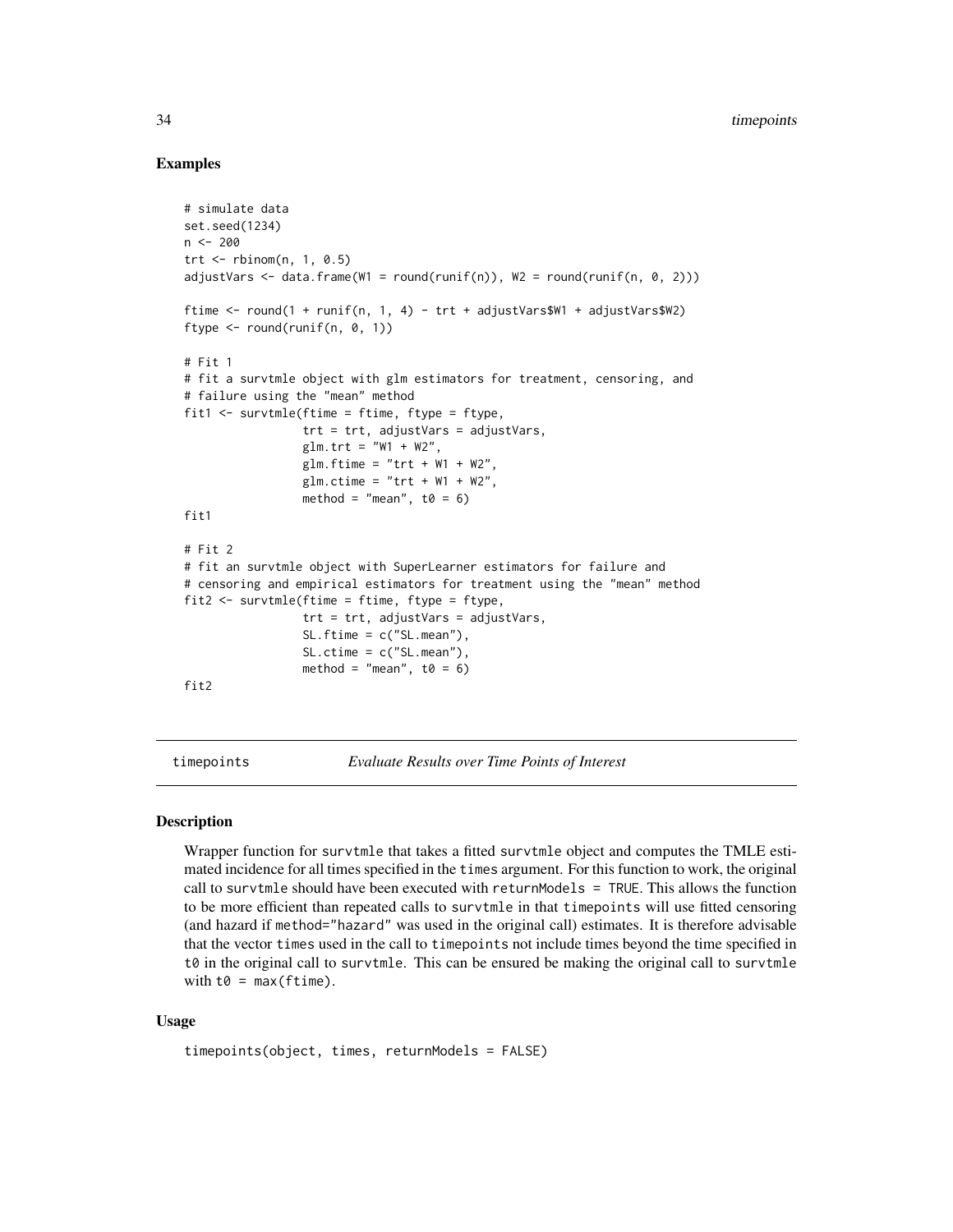## Examples

```
# simulate data
set.seed(1234)
n <- 200
trt <- rbinom(n, 1, 0.5)
adjustVars <- data.frame(W1 = round(runif(n)), W2 = round(runif(n, 0, 2)))

ftime <- round(1 + runif(n, 1, 4) - trt + adjustVars$W1 + adjustVars$W2)
ftype <- round(runif(n, 0, 1))

# Fit 1
# fit a survtmle object with glm estimators for treatment, censoring, and
# failure using the "mean" method
fit1 <- survtmle(ftime = ftime, ftype = ftype,
                 trt = trt, adjustVars = adjustVars,
                 glm.trt = "W1 + W2",
                 glm.ftime = "trt + W1 + W2",
                 glm.ctime = "trt + W1 + W2",
                 method = "mean", t0 = 6)
fit1

# Fit 2
# fit an survtmle object with SuperLearner estimators for failure and
# censoring and empirical estimators for treatment using the "mean" method
fit2 <- survtmle(ftime = ftime, ftype = ftype,
                 trt = trt, adjustVars = adjustVars,
                 SL.ftime = c("SL.mean"),
                 SL.ctime = c("SL.mean"),
                 method = "mean", t0 = 6)
fit2
```

---

# timepoints *Evaluate Results over Time Points of Interest*

## Description

Wrapper function for `survtmle` that takes a fitted `survtmle` object and computes the TMLE estimated incidence for all times specified in the `times` argument. For this function to work, the original call to `survtmle` should have been executed with `returnModels = TRUE`. This allows the function to be more efficient than repeated calls to `survtmle` in that `timepoints` will use fitted censoring (and hazard if `method="hazard"` was used in the original call) estimates. It is therefore advisable that the vector `times` used in the call to `timepoints` not include times beyond the time specified in `t0` in the original call to `survtmle`. This can be ensured be making the original call to `survtmle` with `t0 = max(ftime)`.

## Usage

```
timepoints(object, times, returnModels = FALSE)
```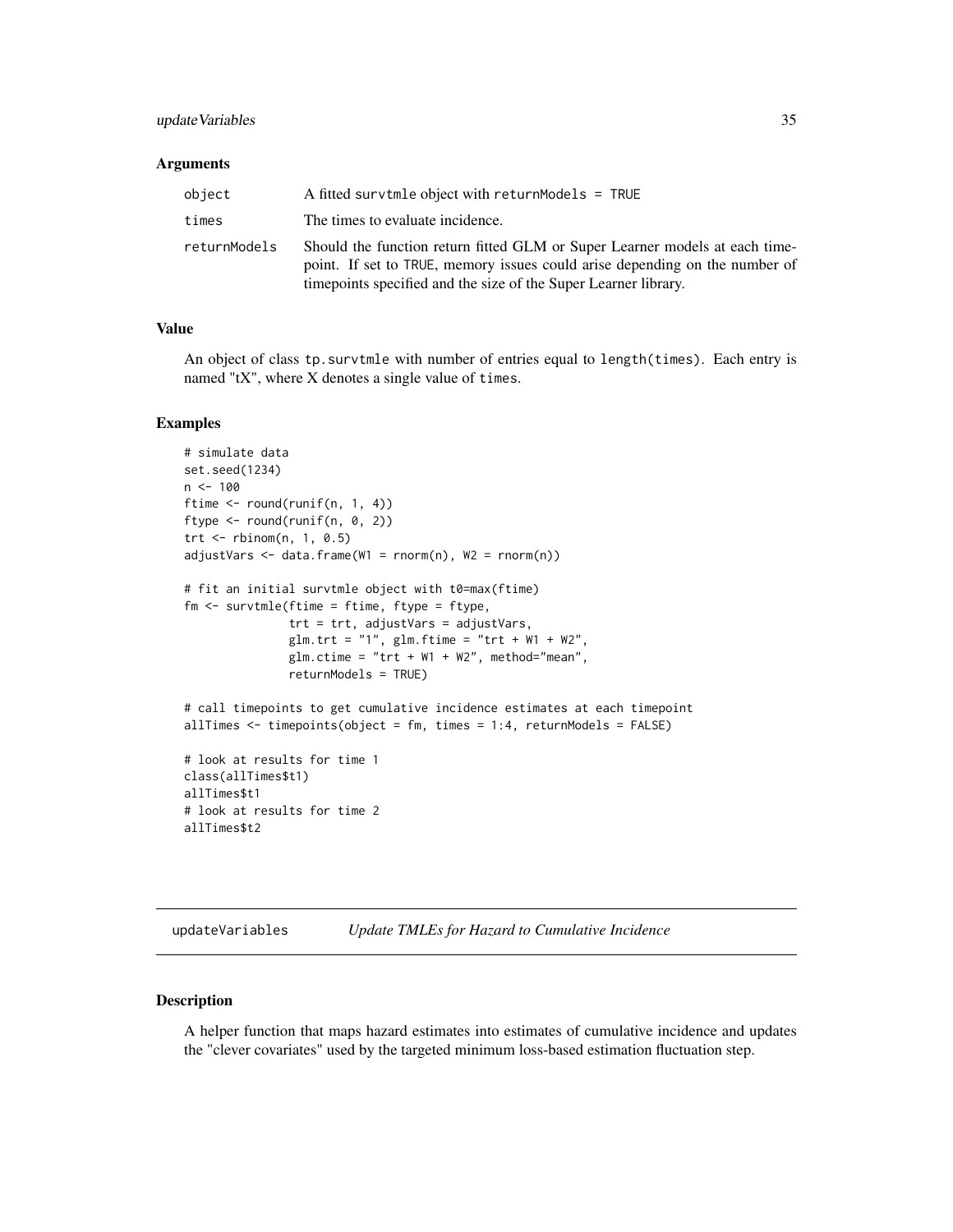### Arguments

| | |
|---|---|
| object | A fitted survtmle object with returnModels = TRUE |
| times | The times to evaluate incidence. |
| returnModels | Should the function return fitted GLM or Super Learner models at each timepoint. If set to TRUE, memory issues could arise depending on the number of timepoints specified and the size of the Super Learner library. |

### Value

An object of class tp.survtmle with number of entries equal to length(times). Each entry is named "tX", where X denotes a single value of times.

### Examples

```
# simulate data
set.seed(1234)
n <- 100
ftime <- round(runif(n, 1, 4))
ftype <- round(runif(n, 0, 2))
trt <- rbinom(n, 1, 0.5)
adjustVars <- data.frame(W1 = rnorm(n), W2 = rnorm(n))

# fit an initial survtmle object with t0=max(ftime)
fm <- survtmle(ftime = ftime, ftype = ftype,
               trt = trt, adjustVars = adjustVars,
               glm.trt = "1", glm.ftime = "trt + W1 + W2",
               glm.ctime = "trt + W1 + W2", method="mean",
               returnModels = TRUE)

# call timepoints to get cumulative incidence estimates at each timepoint
allTimes <- timepoints(object = fm, times = 1:4, returnModels = FALSE)

# look at results for time 1
class(allTimes$t1)
allTimes$t1
# look at results for time 2
allTimes$t2
```

---

## updateVariables *Update TMLEs for Hazard to Cumulative Incidence*

---

### Description

A helper function that maps hazard estimates into estimates of cumulative incidence and updates the "clever covariates" used by the targeted minimum loss-based estimation fluctuation step.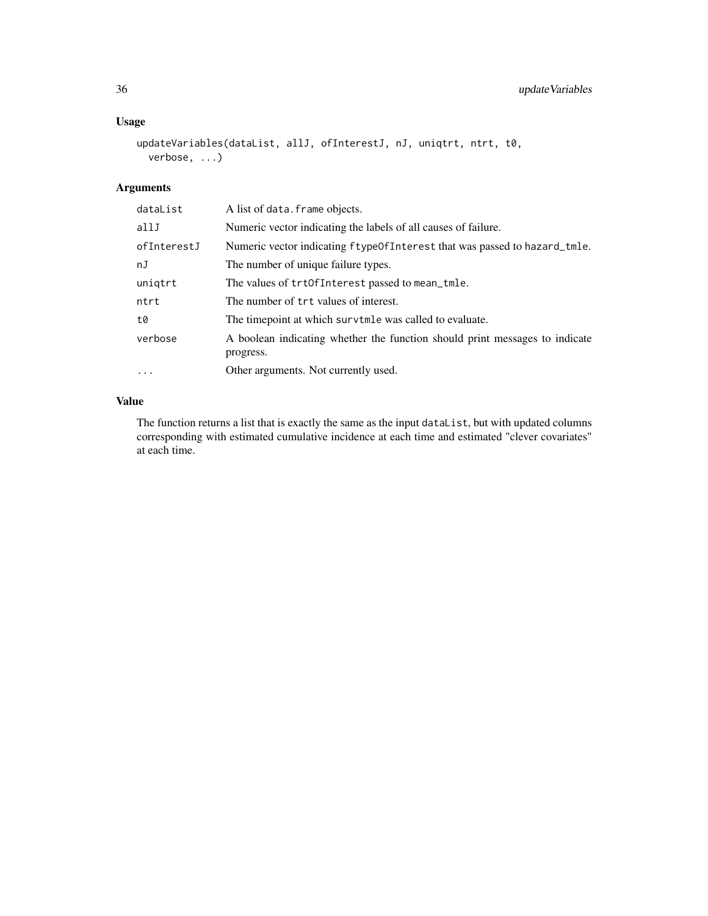### Usage

```
updateVariables(dataList, allJ, ofInterestJ, nJ, uniqtrt, ntrt, t0,
  verbose, ...)
```

### Arguments

| | |
|---|---|
| dataList | A list of data.frame objects. |
| allJ | Numeric vector indicating the labels of all causes of failure. |
| ofInterestJ | Numeric vector indicating ftypeOfInterest that was passed to hazard_tmle. |
| nJ | The number of unique failure types. |
| uniqtrt | The values of trtOfInterest passed to mean_tmle. |
| ntrt | The number of trt values of interest. |
| t0 | The timepoint at which survtmle was called to evaluate. |
| verbose | A boolean indicating whether the function should print messages to indicate progress. |
| ... | Other arguments. Not currently used. |

### Value

The function returns a list that is exactly the same as the input dataList, but with updated columns corresponding with estimated cumulative incidence at each time and estimated "clever covariates" at each time.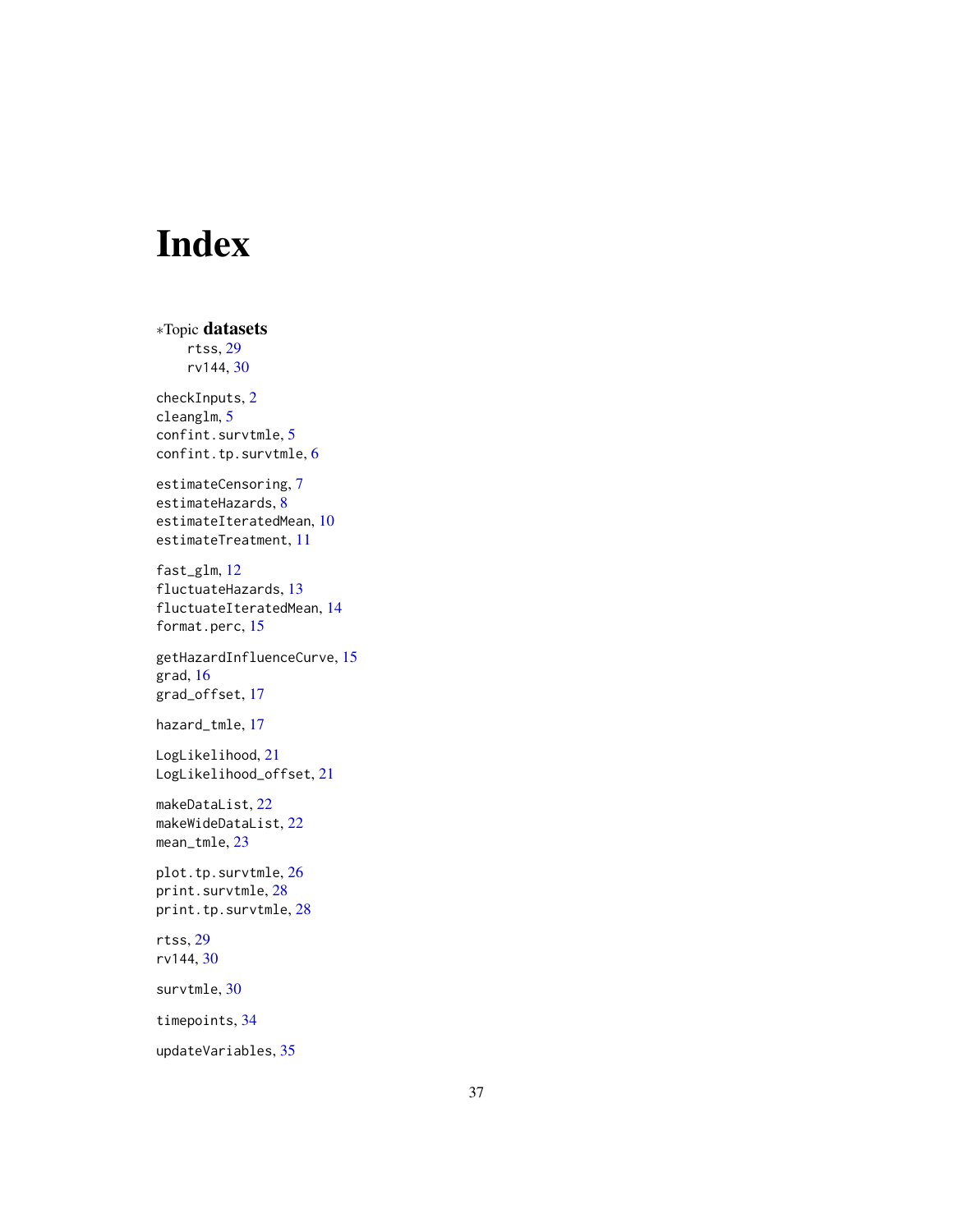# Index

∗Topic **datasets**

- rtss, 29
- rv144, 30

checkInputs, 2
cleanglm, 5
confint.survtmle, 5
confint.tp.survtmle, 6

estimateCensoring, 7
estimateHazards, 8
estimateIteratedMean, 10
estimateTreatment, 11

fast_glm, 12
fluctuateHazards, 13
fluctuateIteratedMean, 14
format.perc, 15

getHazardInfluenceCurve, 15
grad, 16
grad_offset, 17

hazard_tmle, 17

LogLikelihood, 21
LogLikelihood_offset, 21

makeDataList, 22
makeWideDataList, 22
mean_tmle, 23

plot.tp.survtmle, 26
print.survtmle, 28
print.tp.survtmle, 28

rtss, 29
rv144, 30

survtmle, 30

timepoints, 34

updateVariables, 35